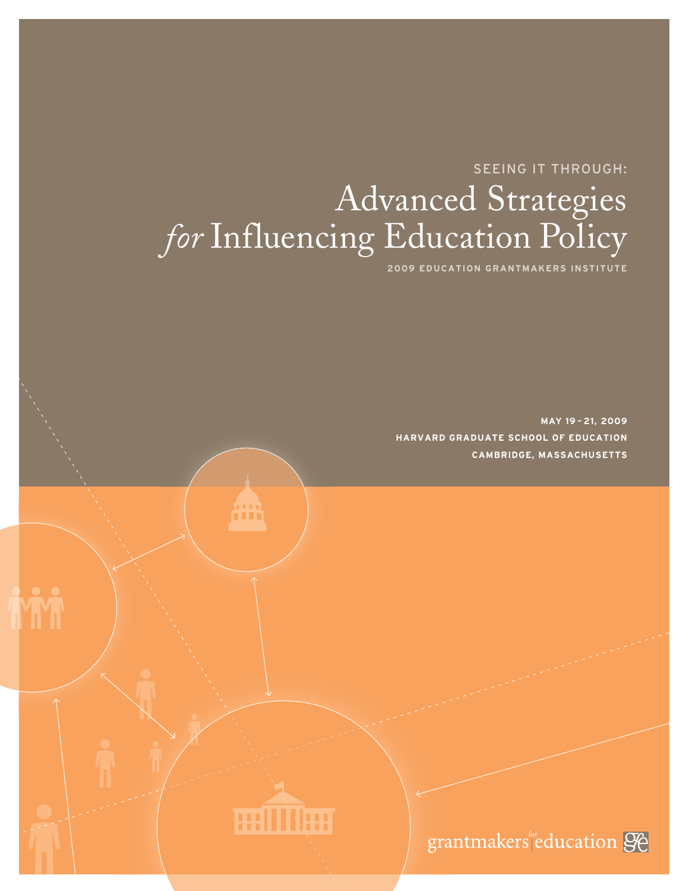SEEING IT THROUGH:

# Advanced Strategies *for* Influencing Education Policy

**2009 EDUCATION GRANTMAKERS INSTITUTE**

**MAY 19 – 21, 2009**
**HARVARD GRADUATE SCHOOL OF EDUCATION**
**CAMBRIDGE, MASSACHUSETTS**

grantmakers for education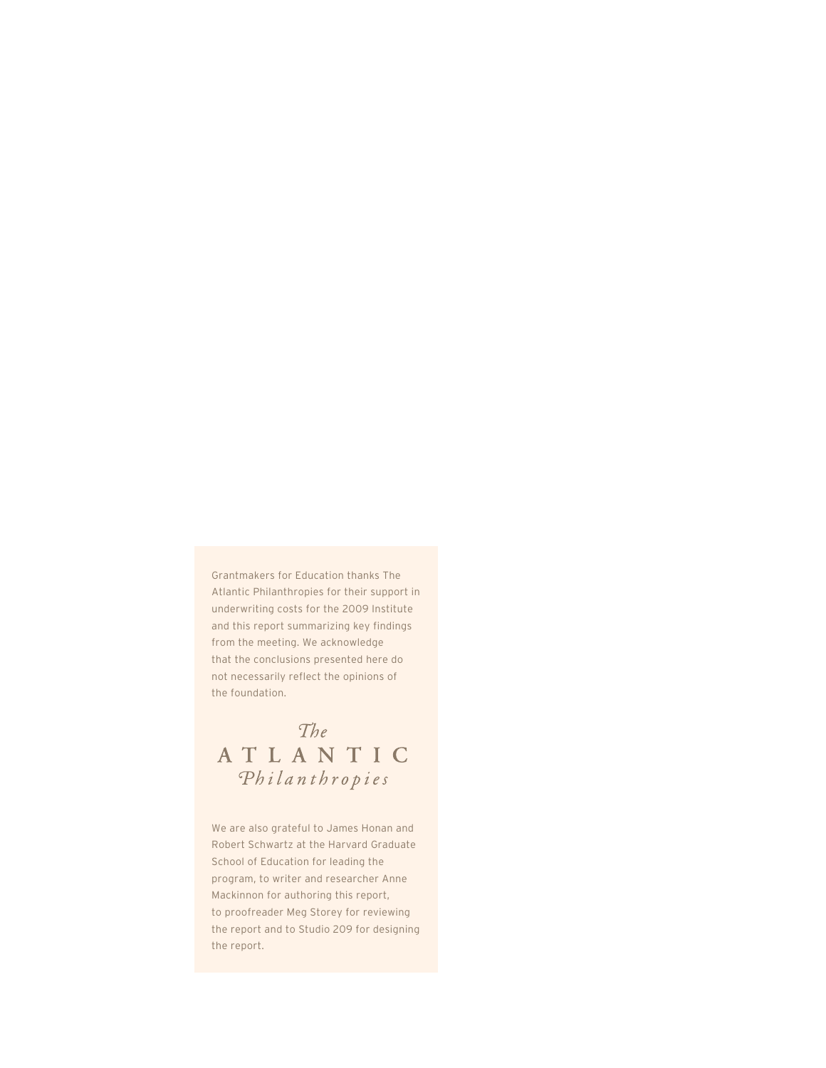Grantmakers for Education thanks The Atlantic Philanthropies for their support in underwriting costs for the 2009 Institute and this report summarizing key findings from the meeting. We acknowledge that the conclusions presented here do not necessarily reflect the opinions of the foundation.

*The*
ATLANTIC
*Philanthropies*

We are also grateful to James Honan and Robert Schwartz at the Harvard Graduate School of Education for leading the program, to writer and researcher Anne Mackinnon for authoring this report, to proofreader Meg Storey for reviewing the report and to Studio 209 for designing the report.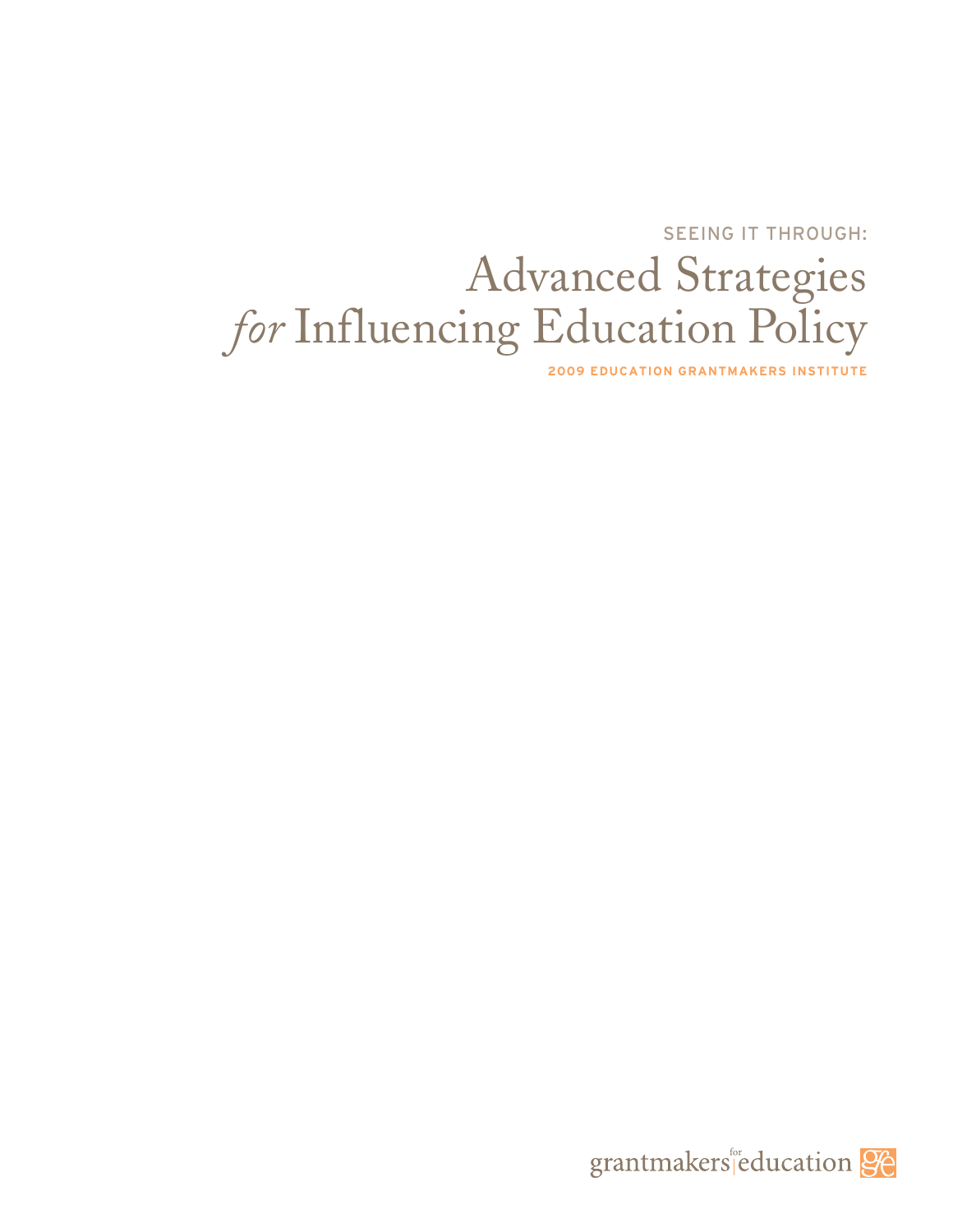SEEING IT THROUGH:

# Advanced Strategies *for* Influencing Education Policy

**2009 EDUCATION GRANTMAKERS INSTITUTE**

grantmakers for education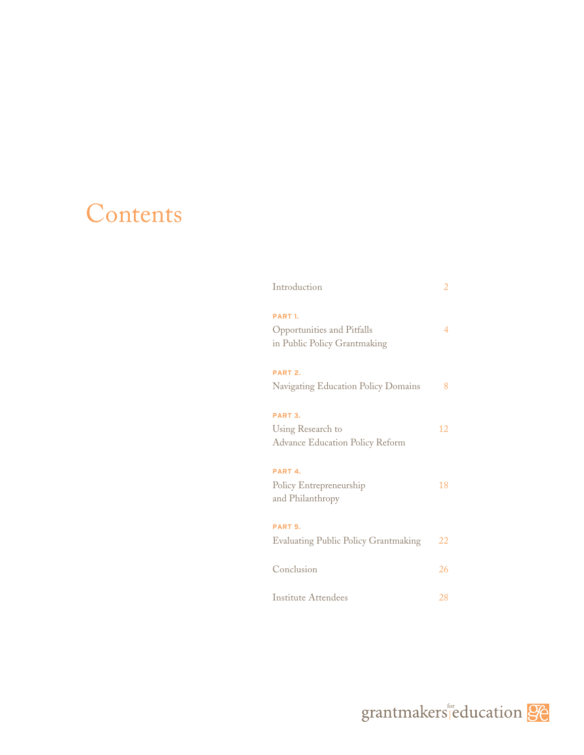# Contents

| | |
|---|---|
| Introduction | 2 |
| **PART 1.** Opportunities and Pitfalls in Public Policy Grantmaking | 4 |
| **PART 2.** Navigating Education Policy Domains | 8 |
| **PART 3.** Using Research to Advance Education Policy Reform | 12 |
| **PART 4.** Policy Entrepreneurship and Philanthropy | 18 |
| **PART 5.** Evaluating Public Policy Grantmaking | 22 |
| Conclusion | 26 |
| Institute Attendees | 28 |

grantmakers for education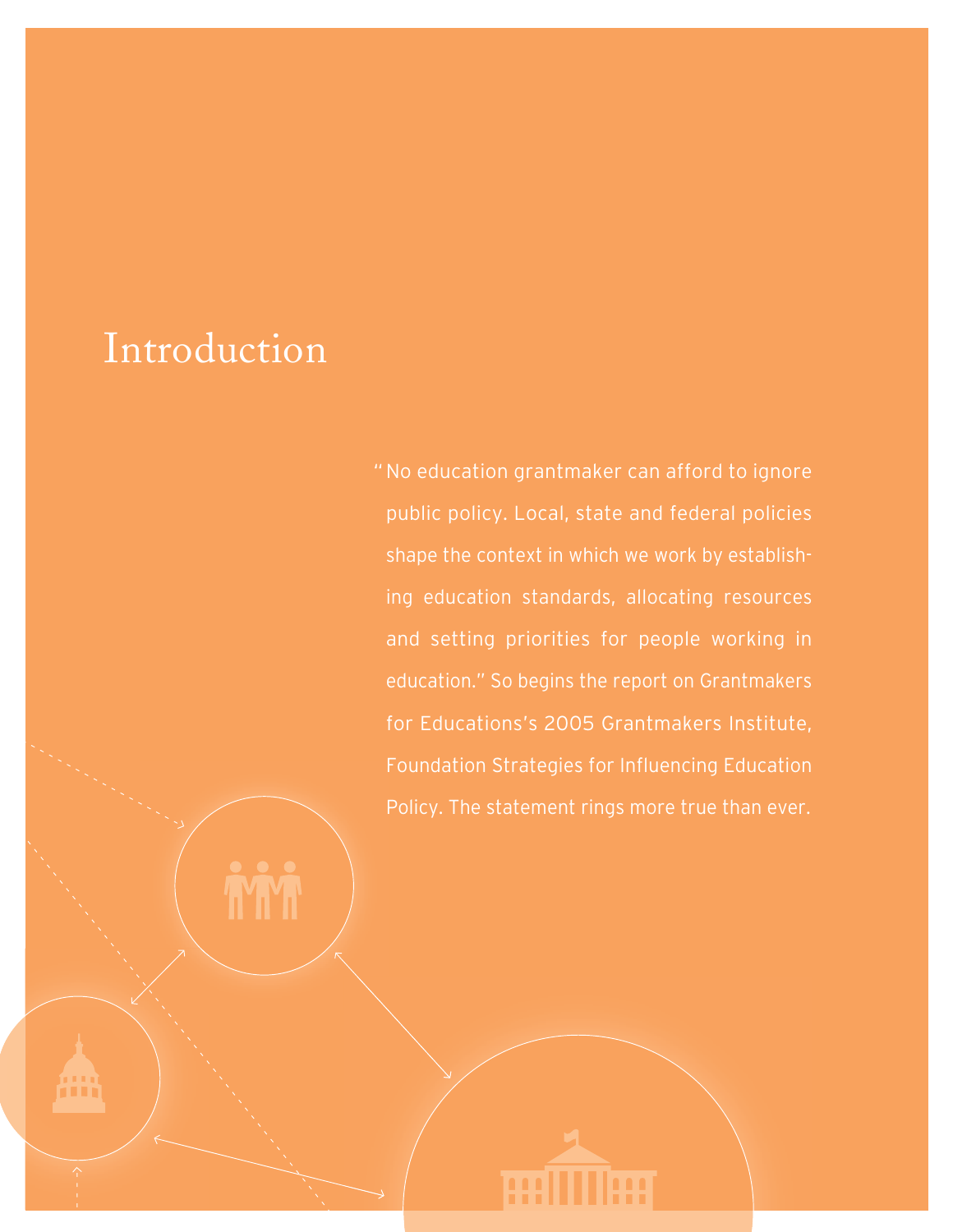# Introduction

"No education grantmaker can afford to ignore public policy. Local, state and federal policies shape the context in which we work by establishing education standards, allocating resources and setting priorities for people working in education." So begins the report on Grantmakers for Educations's 2005 Grantmakers Institute, Foundation Strategies for Influencing Education Policy. The statement rings more true than ever.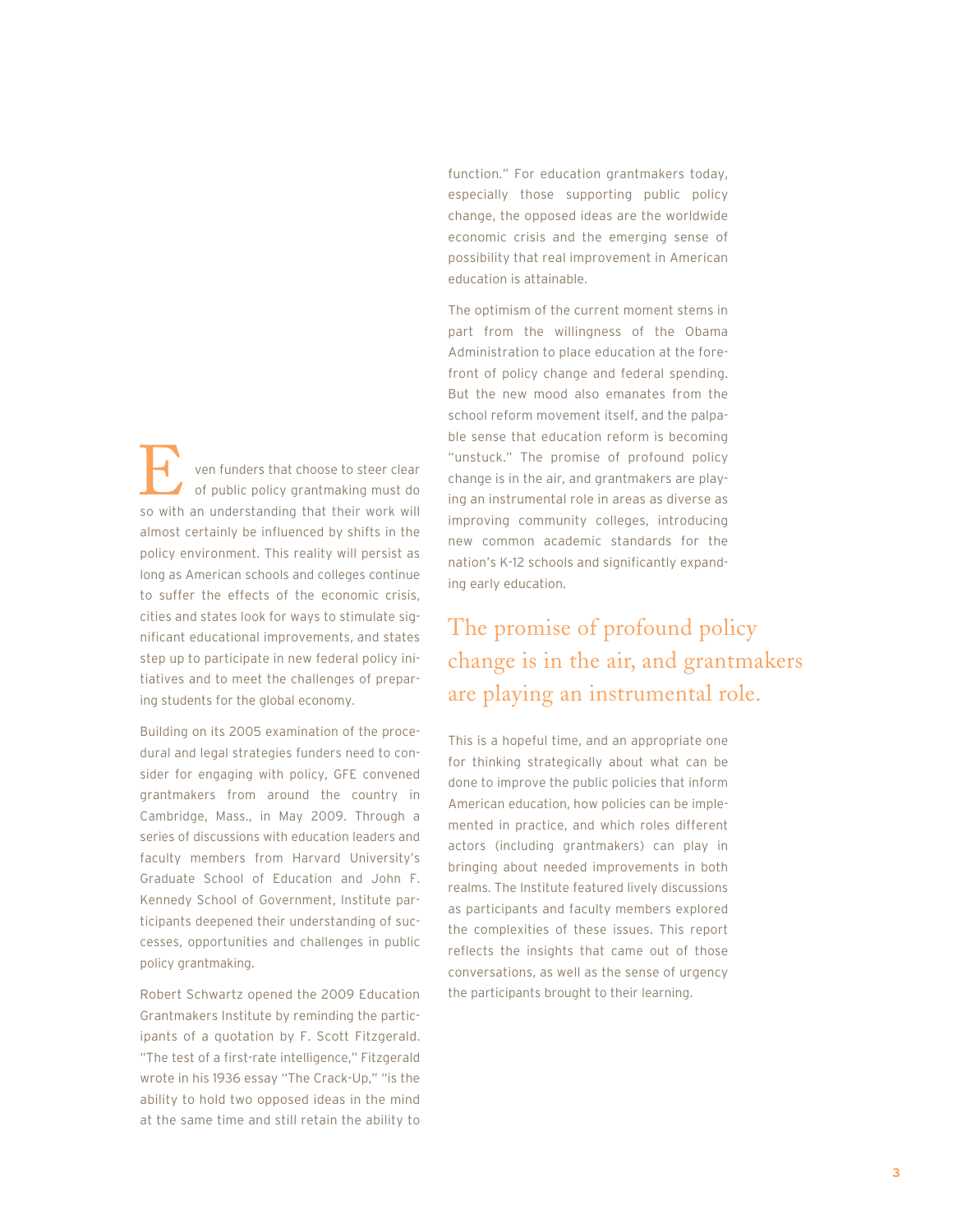Even funders that choose to steer clear of public policy grantmaking must do so with an understanding that their work will almost certainly be influenced by shifts in the policy environment. This reality will persist as long as American schools and colleges continue to suffer the effects of the economic crisis, cities and states look for ways to stimulate significant educational improvements, and states step up to participate in new federal policy initiatives and to meet the challenges of preparing students for the global economy.

Building on its 2005 examination of the procedural and legal strategies funders need to consider for engaging with policy, GFE convened grantmakers from around the country in Cambridge, Mass., in May 2009. Through a series of discussions with education leaders and faculty members from Harvard University's Graduate School of Education and John F. Kennedy School of Government, Institute participants deepened their understanding of successes, opportunities and challenges in public policy grantmaking.

Robert Schwartz opened the 2009 Education Grantmakers Institute by reminding the participants of a quotation by F. Scott Fitzgerald. "The test of a first-rate intelligence," Fitzgerald wrote in his 1936 essay "The Crack-Up," "is the ability to hold two opposed ideas in the mind at the same time and still retain the ability to function." For education grantmakers today, especially those supporting public policy change, the opposed ideas are the worldwide economic crisis and the emerging sense of possibility that real improvement in American education is attainable.

The optimism of the current moment stems in part from the willingness of the Obama Administration to place education at the forefront of policy change and federal spending. But the new mood also emanates from the school reform movement itself, and the palpable sense that education reform is becoming "unstuck." The promise of profound policy change is in the air, and grantmakers are playing an instrumental role in areas as diverse as improving community colleges, introducing new common academic standards for the nation's K-12 schools and significantly expanding early education.

> The promise of profound policy change is in the air, and grantmakers are playing an instrumental role.

This is a hopeful time, and an appropriate one for thinking strategically about what can be done to improve the public policies that inform American education, how policies can be implemented in practice, and which roles different actors (including grantmakers) can play in bringing about needed improvements in both realms. The Institute featured lively discussions as participants and faculty members explored the complexities of these issues. This report reflects the insights that came out of those conversations, as well as the sense of urgency the participants brought to their learning.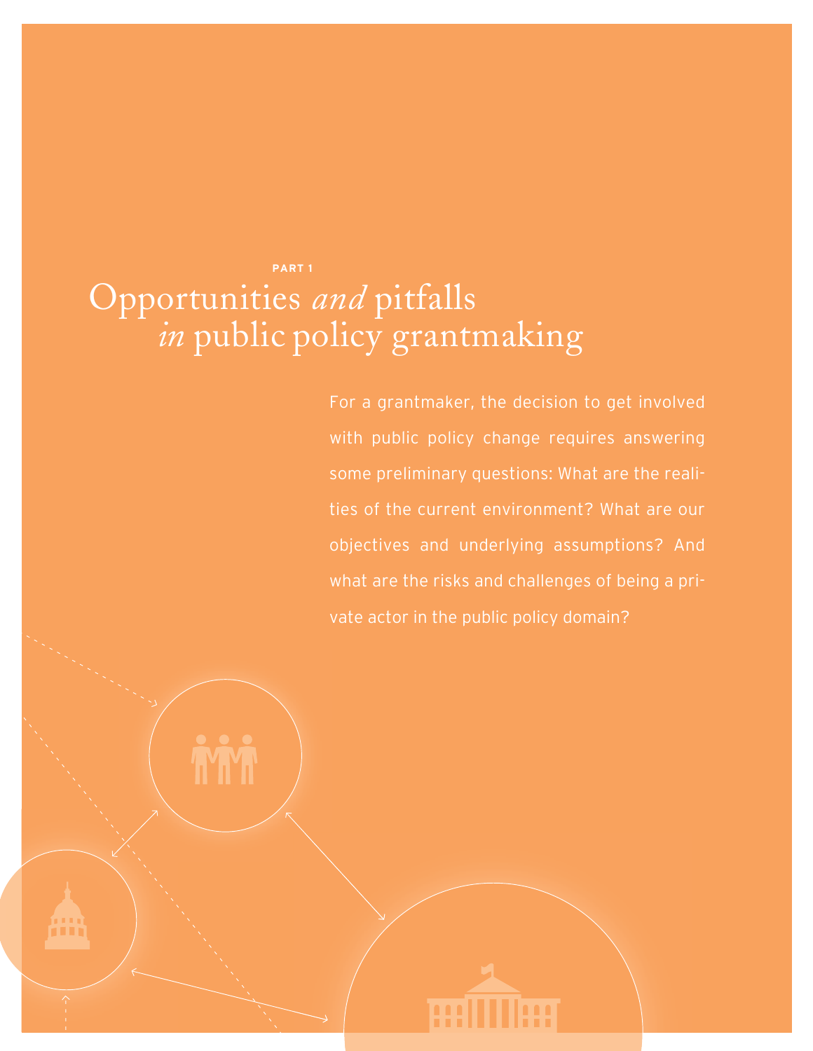PART 1

# Opportunities *and* pitfalls *in* public policy grantmaking

For a grantmaker, the decision to get involved with public policy change requires answering some preliminary questions: What are the realities of the current environment? What are our objectives and underlying assumptions? And what are the risks and challenges of being a private actor in the public policy domain?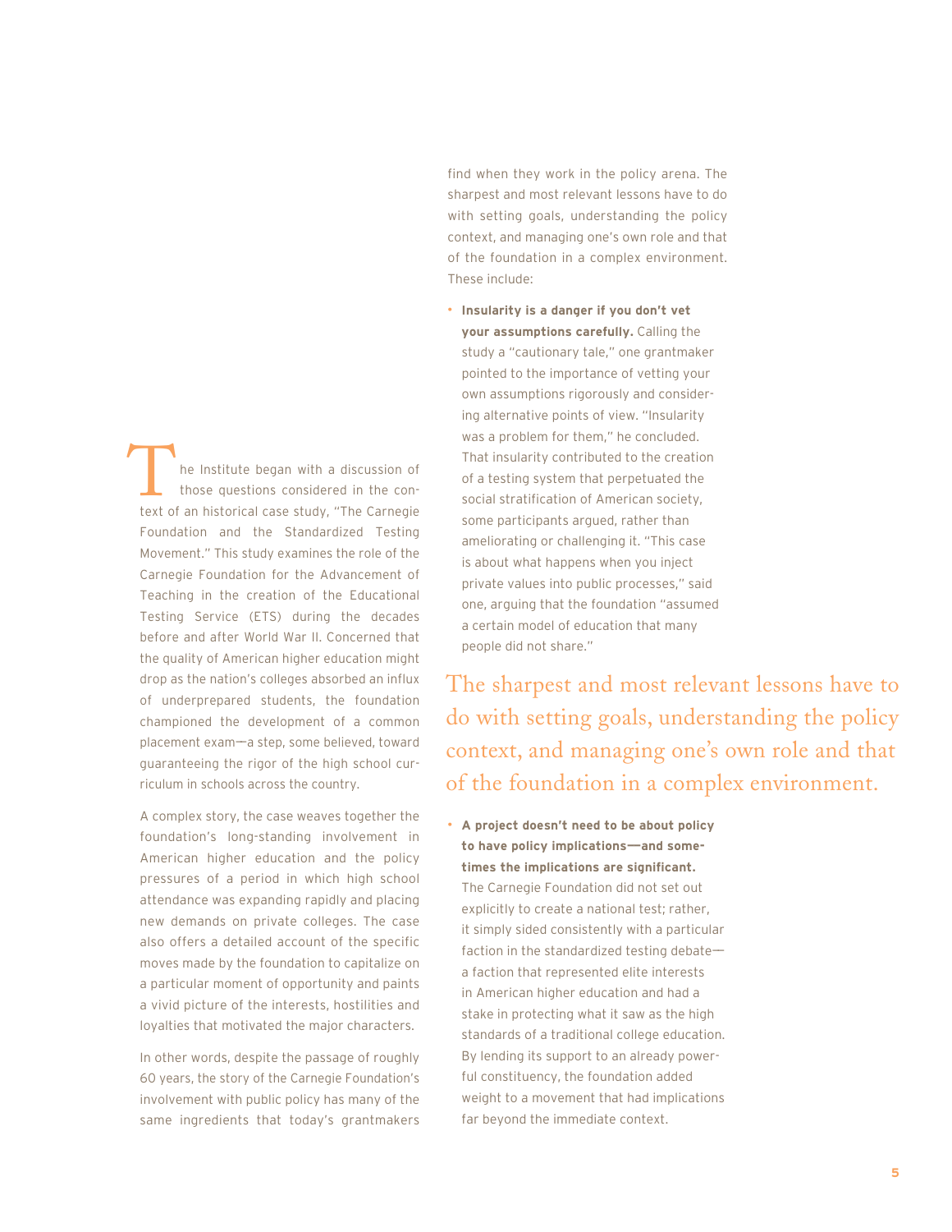The Institute began with a discussion of those questions considered in the context of an historical case study, "The Carnegie Foundation and the Standardized Testing Movement." This study examines the role of the Carnegie Foundation for the Advancement of Teaching in the creation of the Educational Testing Service (ETS) during the decades before and after World War II. Concerned that the quality of American higher education might drop as the nation's colleges absorbed an influx of underprepared students, the foundation championed the development of a common placement exam—a step, some believed, toward guaranteeing the rigor of the high school curriculum in schools across the country.

A complex story, the case weaves together the foundation's long-standing involvement in American higher education and the policy pressures of a period in which high school attendance was expanding rapidly and placing new demands on private colleges. The case also offers a detailed account of the specific moves made by the foundation to capitalize on a particular moment of opportunity and paints a vivid picture of the interests, hostilities and loyalties that motivated the major characters.

In other words, despite the passage of roughly 60 years, the story of the Carnegie Foundation's involvement with public policy has many of the same ingredients that today's grantmakers find when they work in the policy arena. The sharpest and most relevant lessons have to do with setting goals, understanding the policy context, and managing one's own role and that of the foundation in a complex environment. These include:

- **Insularity is a danger if you don't vet your assumptions carefully.** Calling the study a "cautionary tale," one grantmaker pointed to the importance of vetting your own assumptions rigorously and considering alternative points of view. "Insularity was a problem for them," he concluded. That insularity contributed to the creation of a testing system that perpetuated the social stratification of American society, some participants argued, rather than ameliorating or challenging it. "This case is about what happens when you inject private values into public processes," said one, arguing that the foundation "assumed a certain model of education that many people did not share."

> The sharpest and most relevant lessons have to do with setting goals, understanding the policy context, and managing one's own role and that of the foundation in a complex environment.

- **A project doesn't need to be about policy to have policy implications—and sometimes the implications are significant.** The Carnegie Foundation did not set out explicitly to create a national test; rather, it simply sided consistently with a particular faction in the standardized testing debate—a faction that represented elite interests in American higher education and had a stake in protecting what it saw as the high standards of a traditional college education. By lending its support to an already powerful constituency, the foundation added weight to a movement that had implications far beyond the immediate context.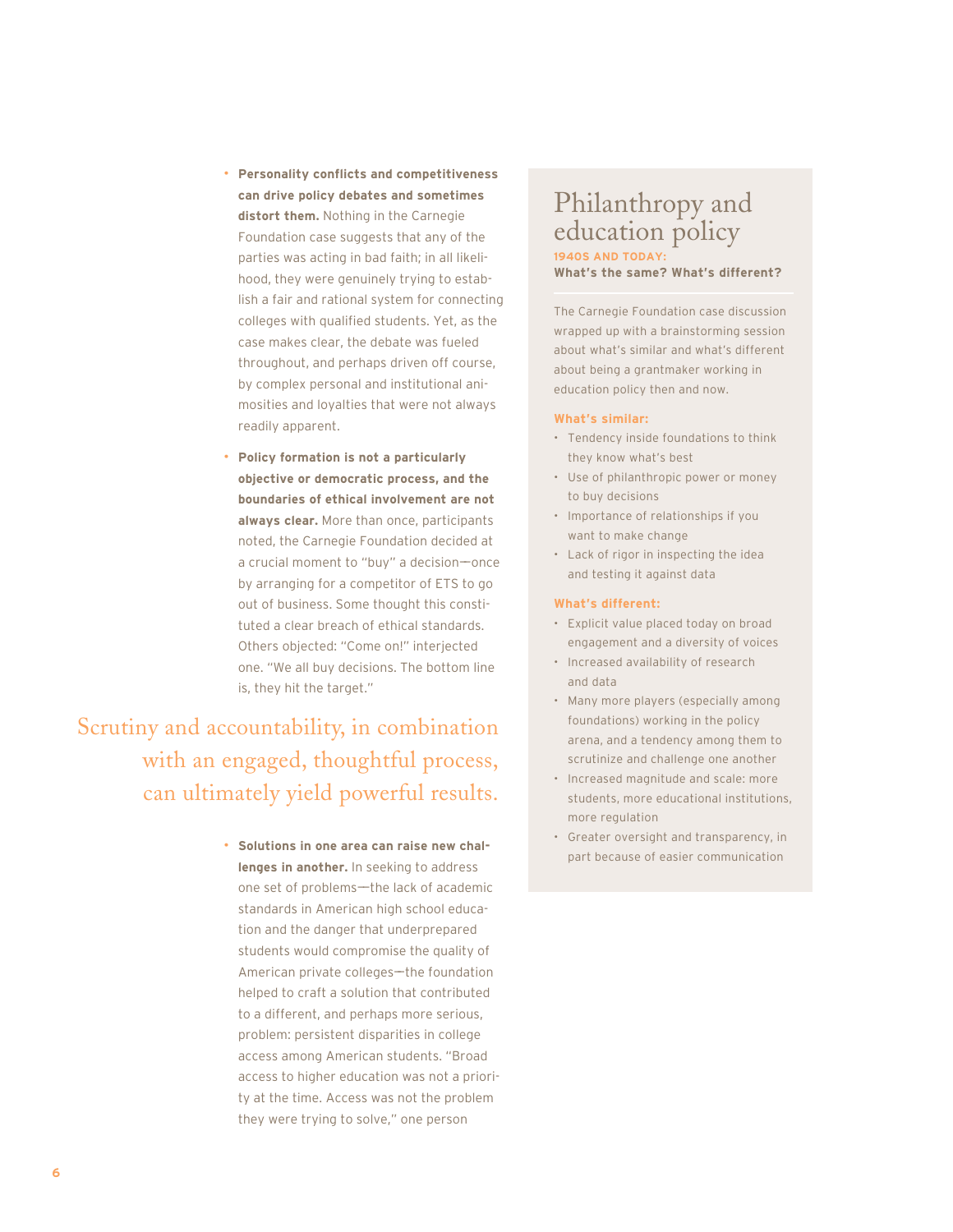- **Personality conflicts and competitiveness can drive policy debates and sometimes distort them.** Nothing in the Carnegie Foundation case suggests that any of the parties was acting in bad faith; in all likelihood, they were genuinely trying to establish a fair and rational system for connecting colleges with qualified students. Yet, as the case makes clear, the debate was fueled throughout, and perhaps driven off course, by complex personal and institutional animosities and loyalties that were not always readily apparent.

- **Policy formation is not a particularly objective or democratic process, and the boundaries of ethical involvement are not always clear.** More than once, participants noted, the Carnegie Foundation decided at a crucial moment to "buy" a decision—once by arranging for a competitor of ETS to go out of business. Some thought this constituted a clear breach of ethical standards. Others objected: "Come on!" interjected one. "We all buy decisions. The bottom line is, they hit the target."

> Scrutiny and accountability, in combination with an engaged, thoughtful process, can ultimately yield powerful results.

- **Solutions in one area can raise new challenges in another.** In seeking to address one set of problems—the lack of academic standards in American high school education and the danger that underprepared students would compromise the quality of American private colleges—the foundation helped to craft a solution that contributed to a different, and perhaps more serious, problem: persistent disparities in college access among American students. "Broad access to higher education was not a priority at the time. Access was not the problem they were trying to solve," one person

## Philanthropy and education policy

**1940S AND TODAY:**

**What's the same? What's different?**

The Carnegie Foundation case discussion wrapped up with a brainstorming session about what's similar and what's different about being a grantmaker working in education policy then and now.

**What's similar:**

- Tendency inside foundations to think they know what's best
- Use of philanthropic power or money to buy decisions
- Importance of relationships if you want to make change
- Lack of rigor in inspecting the idea and testing it against data

**What's different:**

- Explicit value placed today on broad engagement and a diversity of voices
- Increased availability of research and data
- Many more players (especially among foundations) working in the policy arena, and a tendency among them to scrutinize and challenge one another
- Increased magnitude and scale: more students, more educational institutions, more regulation
- Greater oversight and transparency, in part because of easier communication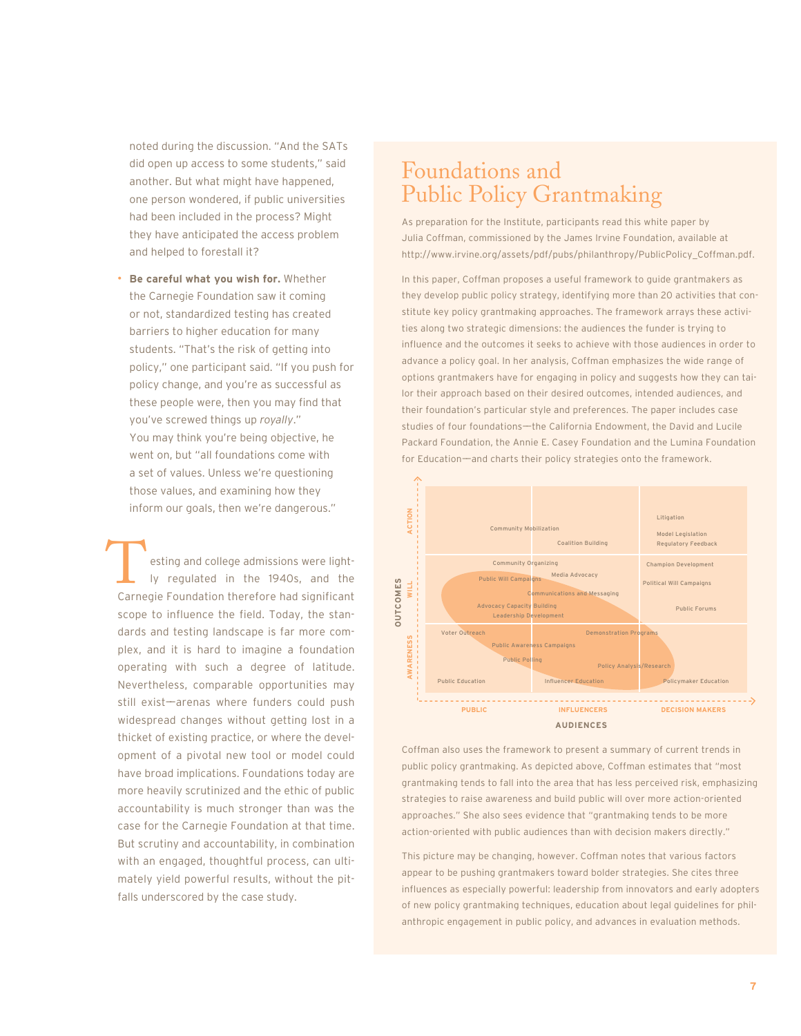noted during the discussion. "And the SATs did open up access to some students," said another. But what might have happened, one person wondered, if public universities had been included in the process? Might they have anticipated the access problem and helped to forestall it?

- **Be careful what you wish for.** Whether the Carnegie Foundation saw it coming or not, standardized testing has created barriers to higher education for many students. "That's the risk of getting into policy," one participant said. "If you push for policy change, and you're as successful as these people were, then you may find that you've screwed things up *royally*." You may think you're being objective, he went on, but "all foundations come with a set of values. Unless we're questioning those values, and examining how they inform our goals, then we're dangerous."

Testing and college admissions were lightly regulated in the 1940s, and the Carnegie Foundation therefore had significant scope to influence the field. Today, the standards and testing landscape is far more complex, and it is hard to imagine a foundation operating with such a degree of latitude. Nevertheless, comparable opportunities may still exist—arenas where funders could push widespread changes without getting lost in a thicket of existing practice, or where the development of a pivotal new tool or model could have broad implications. Foundations today are more heavily scrutinized and the ethic of public accountability is much stronger than was the case for the Carnegie Foundation at that time. But scrutiny and accountability, in combination with an engaged, thoughtful process, can ultimately yield powerful results, without the pitfalls underscored by the case study.

## Foundations and Public Policy Grantmaking

As preparation for the Institute, participants read this white paper by Julia Coffman, commissioned by the James Irvine Foundation, available at http://www.irvine.org/assets/pdf/pubs/philanthropy/PublicPolicy_Coffman.pdf.

In this paper, Coffman proposes a useful framework to guide grantmakers as they develop public policy strategy, identifying more than 20 activities that constitute key policy grantmaking approaches. The framework arrays these activities along two strategic dimensions: the audiences the funder is trying to influence and the outcomes it seeks to achieve with those audiences in order to advance a policy goal. In her analysis, Coffman emphasizes the wide range of options grantmakers have for engaging in policy and suggests how they can tailor their approach based on their desired outcomes, intended audiences, and their foundation's particular style and preferences. The paper includes case studies of four foundations—the California Endowment, the David and Lucile Packard Foundation, the Annie E. Casey Foundation and the Lumina Foundation for Education—and charts their policy strategies onto the framework.

| OUTCOMES | PUBLIC | INFLUENCERS | DECISION MAKERS |
|---|---|---|---|
| ACTION | Community Mobilization | Coalition Building | Litigation; Model Legislation; Regulatory Feedback |
| WILL | Community Organizing; Public Will Campaigns; Advocacy Capacity Building; Leadership Development | Media Advocacy; Communications and Messaging | Champion Development; Political Will Campaigns; Public Forums |
| AWARENESS | Voter Outreach; Public Awareness Campaigns; Public Polling; Public Education | Demonstration Programs; Policy Analysis/Research; Influencer Education | Policymaker Education |

AUDIENCES

Coffman also uses the framework to present a summary of current trends in public policy grantmaking. As depicted above, Coffman estimates that "most grantmaking tends to fall into the area that has less perceived risk, emphasizing strategies to raise awareness and build public will over more action-oriented approaches." She also sees evidence that "grantmaking tends to be more action-oriented with public audiences than with decision makers directly."

This picture may be changing, however. Coffman notes that various factors appear to be pushing grantmakers toward bolder strategies. She cites three influences as especially powerful: leadership from innovators and early adopters of new policy grantmaking techniques, education about legal guidelines for philanthropic engagement in public policy, and advances in evaluation methods.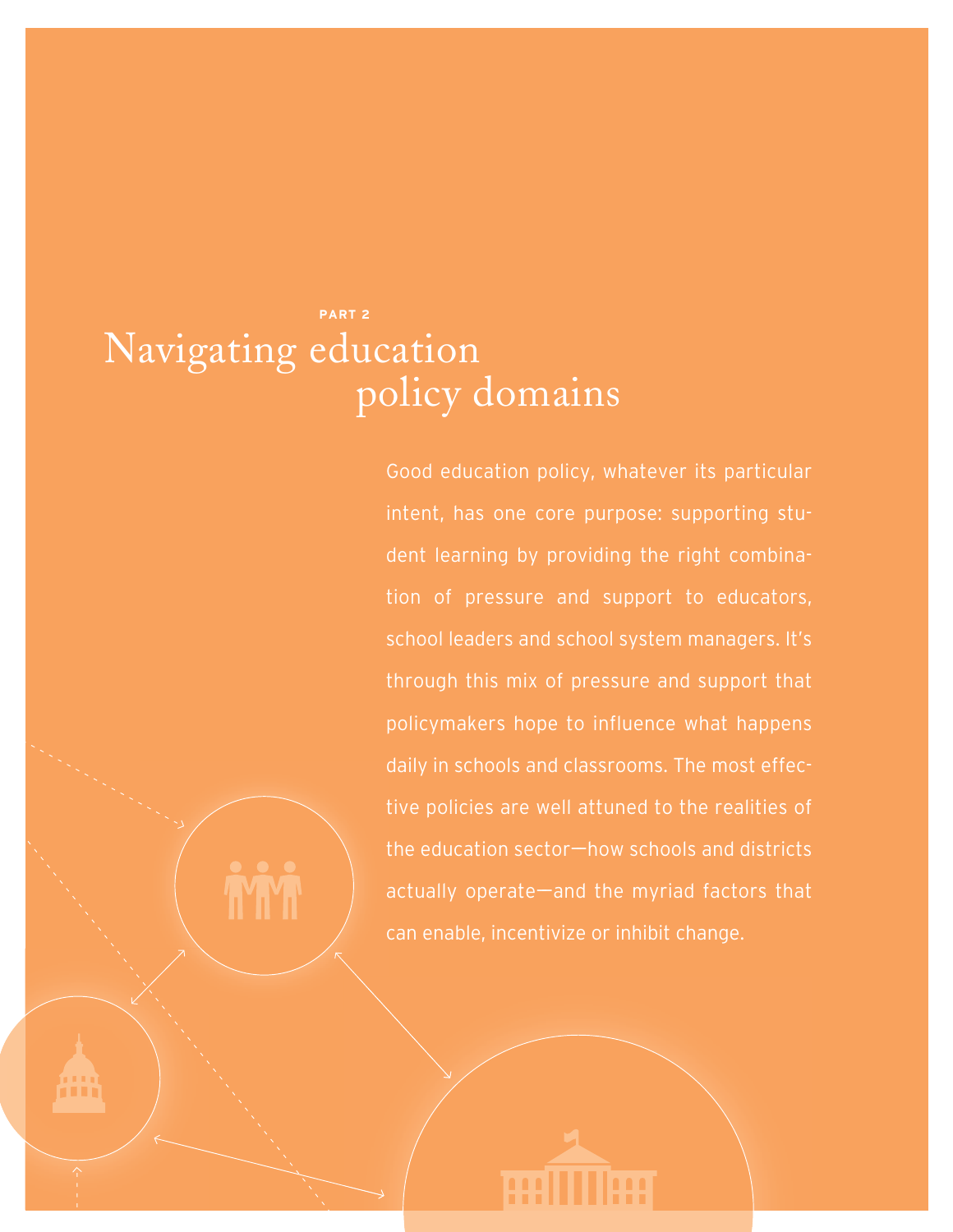PART 2

# Navigating education policy domains

Good education policy, whatever its particular intent, has one core purpose: supporting student learning by providing the right combination of pressure and support to educators, school leaders and school system managers. It's through this mix of pressure and support that policymakers hope to influence what happens daily in schools and classrooms. The most effective policies are well attuned to the realities of the education sector—how schools and districts actually operate—and the myriad factors that can enable, incentivize or inhibit change.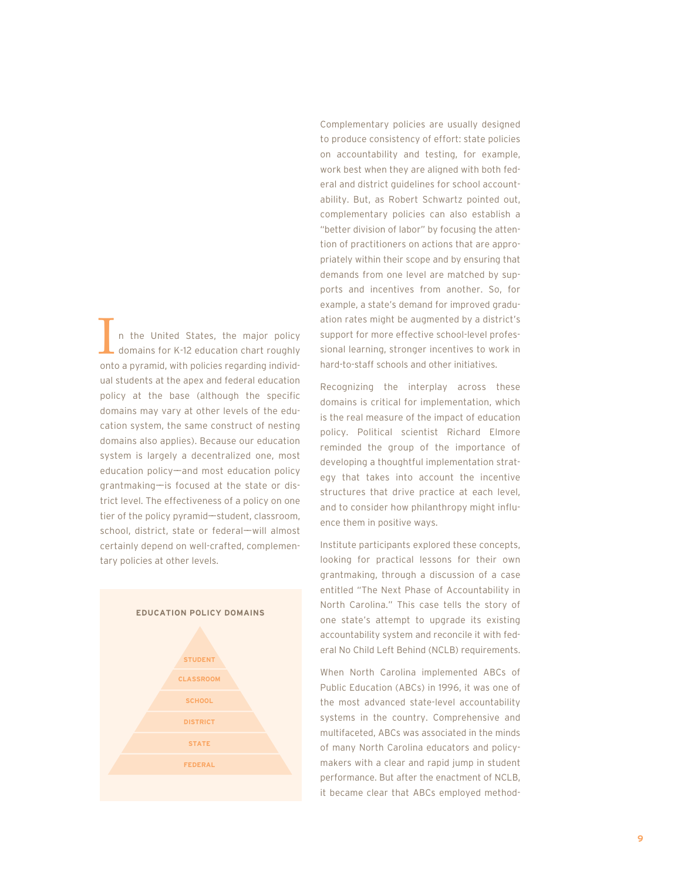In the United States, the major policy domains for K-12 education chart roughly onto a pyramid, with policies regarding individual students at the apex and federal education policy at the base (although the specific domains may vary at other levels of the education system, the same construct of nesting domains also applies). Because our education system is largely a decentralized one, most education policy—and most education policy grantmaking—is focused at the state or district level. The effectiveness of a policy on one tier of the policy pyramid—student, classroom, school, district, state or federal—will almost certainly depend on well-crafted, complementary policies at other levels.

**EDUCATION POLICY DOMAINS**

- STUDENT
- CLASSROOM
- SCHOOL
- DISTRICT
- STATE
- FEDERAL

Complementary policies are usually designed to produce consistency of effort: state policies on accountability and testing, for example, work best when they are aligned with both federal and district guidelines for school accountability. But, as Robert Schwartz pointed out, complementary policies can also establish a "better division of labor" by focusing the attention of practitioners on actions that are appropriately within their scope and by ensuring that demands from one level are matched by supports and incentives from another. So, for example, a state's demand for improved graduation rates might be augmented by a district's support for more effective school-level professional learning, stronger incentives to work in hard-to-staff schools and other initiatives.

Recognizing the interplay across these domains is critical for implementation, which is the real measure of the impact of education policy. Political scientist Richard Elmore reminded the group of the importance of developing a thoughtful implementation strategy that takes into account the incentive structures that drive practice at each level, and to consider how philanthropy might influence them in positive ways.

Institute participants explored these concepts, looking for practical lessons for their own grantmaking, through a discussion of a case entitled "The Next Phase of Accountability in North Carolina." This case tells the story of one state's attempt to upgrade its existing accountability system and reconcile it with federal No Child Left Behind (NCLB) requirements.

When North Carolina implemented ABCs of Public Education (ABCs) in 1996, it was one of the most advanced state-level accountability systems in the country. Comprehensive and multifaceted, ABCs was associated in the minds of many North Carolina educators and policymakers with a clear and rapid jump in student performance. But after the enactment of NCLB, it became clear that ABCs employed method-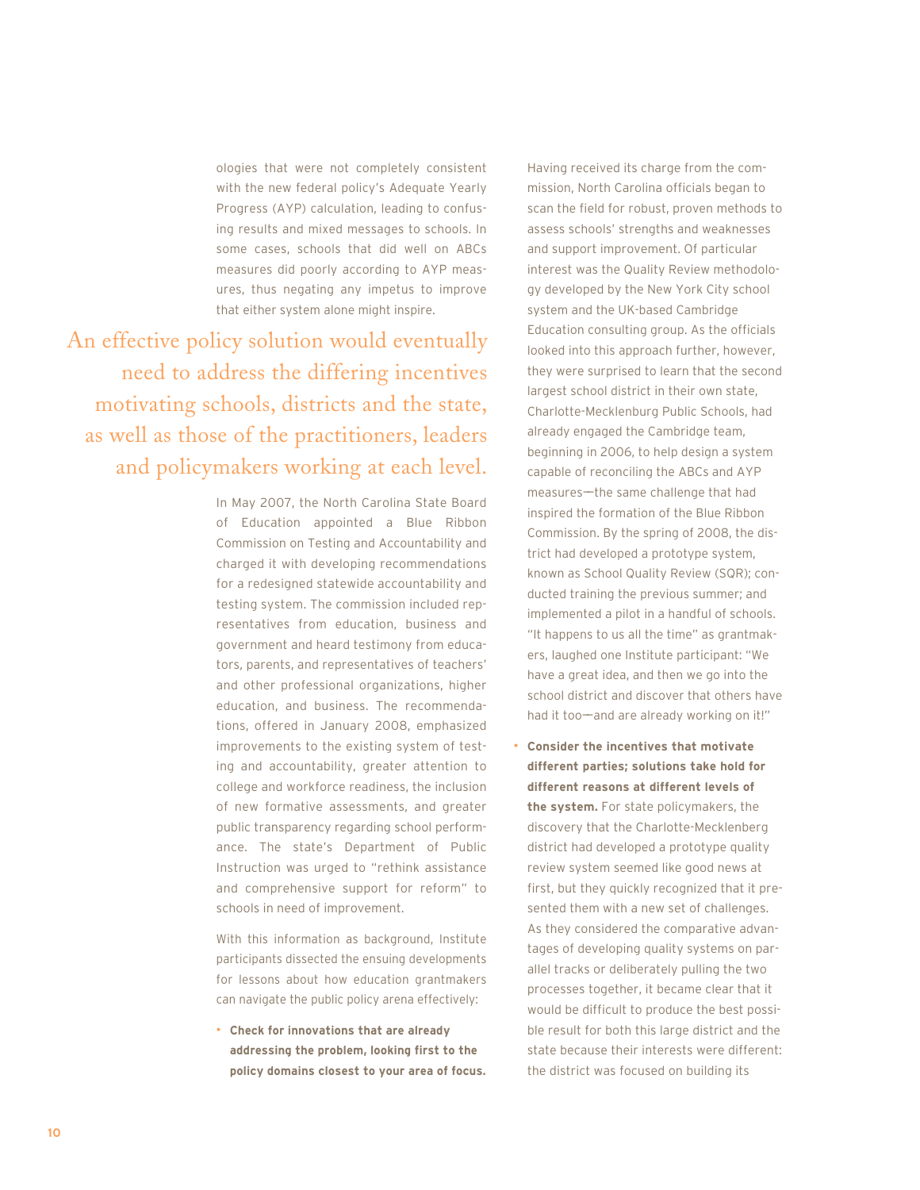ologies that were not completely consistent with the new federal policy's Adequate Yearly Progress (AYP) calculation, leading to confusing results and mixed messages to schools. In some cases, schools that did well on ABCs measures did poorly according to AYP measures, thus negating any impetus to improve that either system alone might inspire.

> An effective policy solution would eventually need to address the differing incentives motivating schools, districts and the state, as well as those of the practitioners, leaders and policymakers working at each level.

In May 2007, the North Carolina State Board of Education appointed a Blue Ribbon Commission on Testing and Accountability and charged it with developing recommendations for a redesigned statewide accountability and testing system. The commission included representatives from education, business and government and heard testimony from educators, parents, and representatives of teachers' and other professional organizations, higher education, and business. The recommendations, offered in January 2008, emphasized improvements to the existing system of testing and accountability, greater attention to college and workforce readiness, the inclusion of new formative assessments, and greater public transparency regarding school performance. The state's Department of Public Instruction was urged to "rethink assistance and comprehensive support for reform" to schools in need of improvement.

With this information as background, Institute participants dissected the ensuing developments for lessons about how education grantmakers can navigate the public policy arena effectively:

- **Check for innovations that are already addressing the problem, looking first to the policy domains closest to your area of focus.** Having received its charge from the commission, North Carolina officials began to scan the field for robust, proven methods to assess schools' strengths and weaknesses and support improvement. Of particular interest was the Quality Review methodology developed by the New York City school system and the UK-based Cambridge Education consulting group. As the officials looked into this approach further, however, they were surprised to learn that the second largest school district in their own state, Charlotte-Mecklenburg Public Schools, had already engaged the Cambridge team, beginning in 2006, to help design a system capable of reconciling the ABCs and AYP measures—the same challenge that had inspired the formation of the Blue Ribbon Commission. By the spring of 2008, the district had developed a prototype system, known as School Quality Review (SQR); conducted training the previous summer; and implemented a pilot in a handful of schools. "It happens to us all the time" as grantmakers, laughed one Institute participant: "We have a great idea, and then we go into the school district and discover that others have had it too—and are already working on it!"

- **Consider the incentives that motivate different parties; solutions take hold for different reasons at different levels of the system.** For state policymakers, the discovery that the Charlotte-Mecklenberg district had developed a prototype quality review system seemed like good news at first, but they quickly recognized that it presented them with a new set of challenges. As they considered the comparative advantages of developing quality systems on parallel tracks or deliberately pulling the two processes together, it became clear that it would be difficult to produce the best possible result for both this large district and the state because their interests were different: the district was focused on building its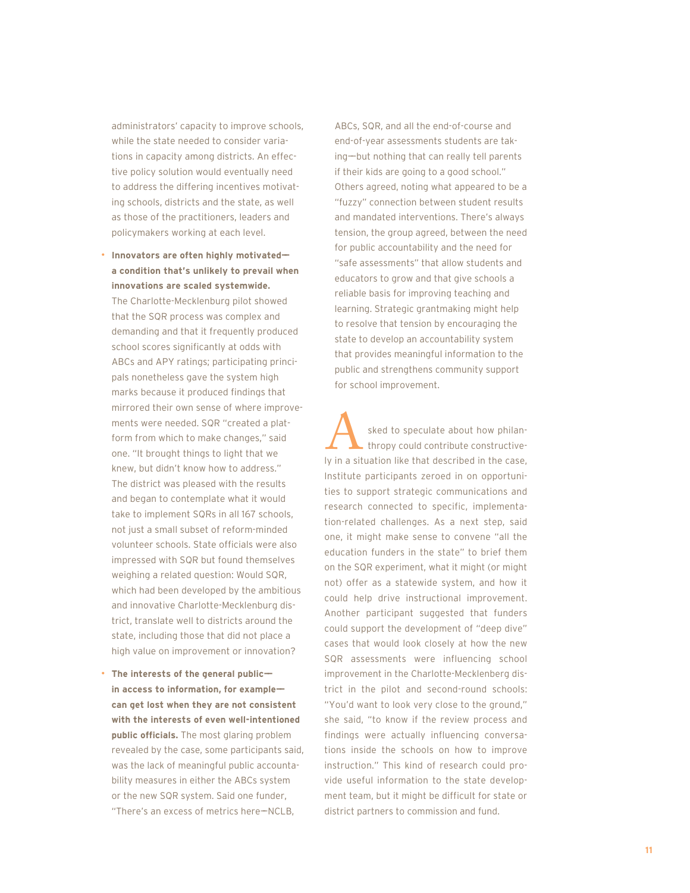administrators' capacity to improve schools, while the state needed to consider variations in capacity among districts. An effective policy solution would eventually need to address the differing incentives motivating schools, districts and the state, as well as those of the practitioners, leaders and policymakers working at each level.

- **Innovators are often highly motivated—a condition that's unlikely to prevail when innovations are scaled systemwide.** The Charlotte-Mecklenburg pilot showed that the SQR process was complex and demanding and that it frequently produced school scores significantly at odds with ABCs and APY ratings; participating principals nonetheless gave the system high marks because it produced findings that mirrored their own sense of where improvements were needed. SQR "created a platform from which to make changes," said one. "It brought things to light that we knew, but didn't know how to address." The district was pleased with the results and began to contemplate what it would take to implement SQRs in all 167 schools, not just a small subset of reform-minded volunteer schools. State officials were also impressed with SQR but found themselves weighing a related question: Would SQR, which had been developed by the ambitious and innovative Charlotte-Mecklenburg district, translate well to districts around the state, including those that did not place a high value on improvement or innovation?

- **The interests of the general public—in access to information, for example—can get lost when they are not consistent with the interests of even well-intentioned public officials.** The most glaring problem revealed by the case, some participants said, was the lack of meaningful public accountability measures in either the ABCs system or the new SQR system. Said one funder, "There's an excess of metrics here—NCLB, ABCs, SQR, and all the end-of-course and end-of-year assessments students are taking—but nothing that can really tell parents if their kids are going to a good school." Others agreed, noting what appeared to be a "fuzzy" connection between student results and mandated interventions. There's always tension, the group agreed, between the need for public accountability and the need for "safe assessments" that allow students and educators to grow and that give schools a reliable basis for improving teaching and learning. Strategic grantmaking might help to resolve that tension by encouraging the state to develop an accountability system that provides meaningful information to the public and strengthens community support for school improvement.

Asked to speculate about how philanthropy could contribute constructively in a situation like that described in the case, Institute participants zeroed in on opportunities to support strategic communications and research connected to specific, implementation-related challenges. As a next step, said one, it might make sense to convene "all the education funders in the state" to brief them on the SQR experiment, what it might (or might not) offer as a statewide system, and how it could help drive instructional improvement. Another participant suggested that funders could support the development of "deep dive" cases that would look closely at how the new SQR assessments were influencing school improvement in the Charlotte-Mecklenberg district in the pilot and second-round schools: "You'd want to look very close to the ground," she said, "to know if the review process and findings were actually influencing conversations inside the schools on how to improve instruction." This kind of research could provide useful information to the state development team, but it might be difficult for state or district partners to commission and fund.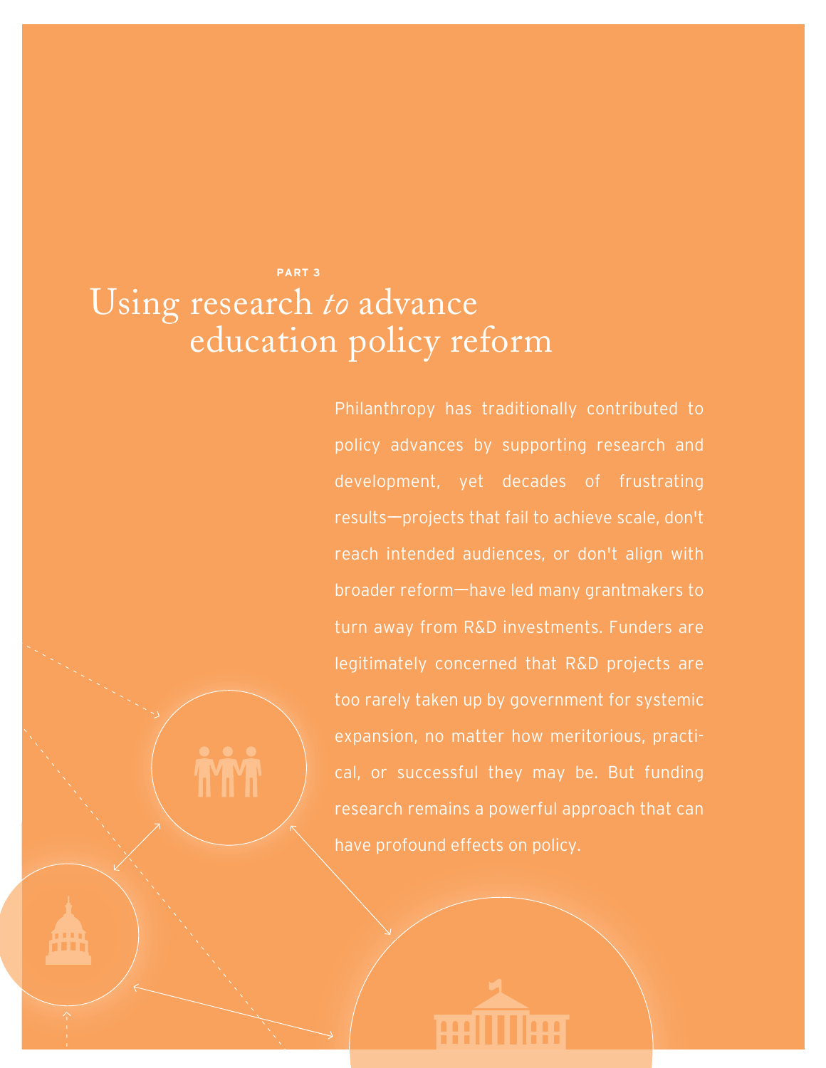PART 3

# Using research *to* advance education policy reform

Philanthropy has traditionally contributed to policy advances by supporting research and development, yet decades of frustrating results—projects that fail to achieve scale, don't reach intended audiences, or don't align with broader reform—have led many grantmakers to turn away from R&D investments. Funders are legitimately concerned that R&D projects are too rarely taken up by government for systemic expansion, no matter how meritorious, practical, or successful they may be. But funding research remains a powerful approach that can have profound effects on policy.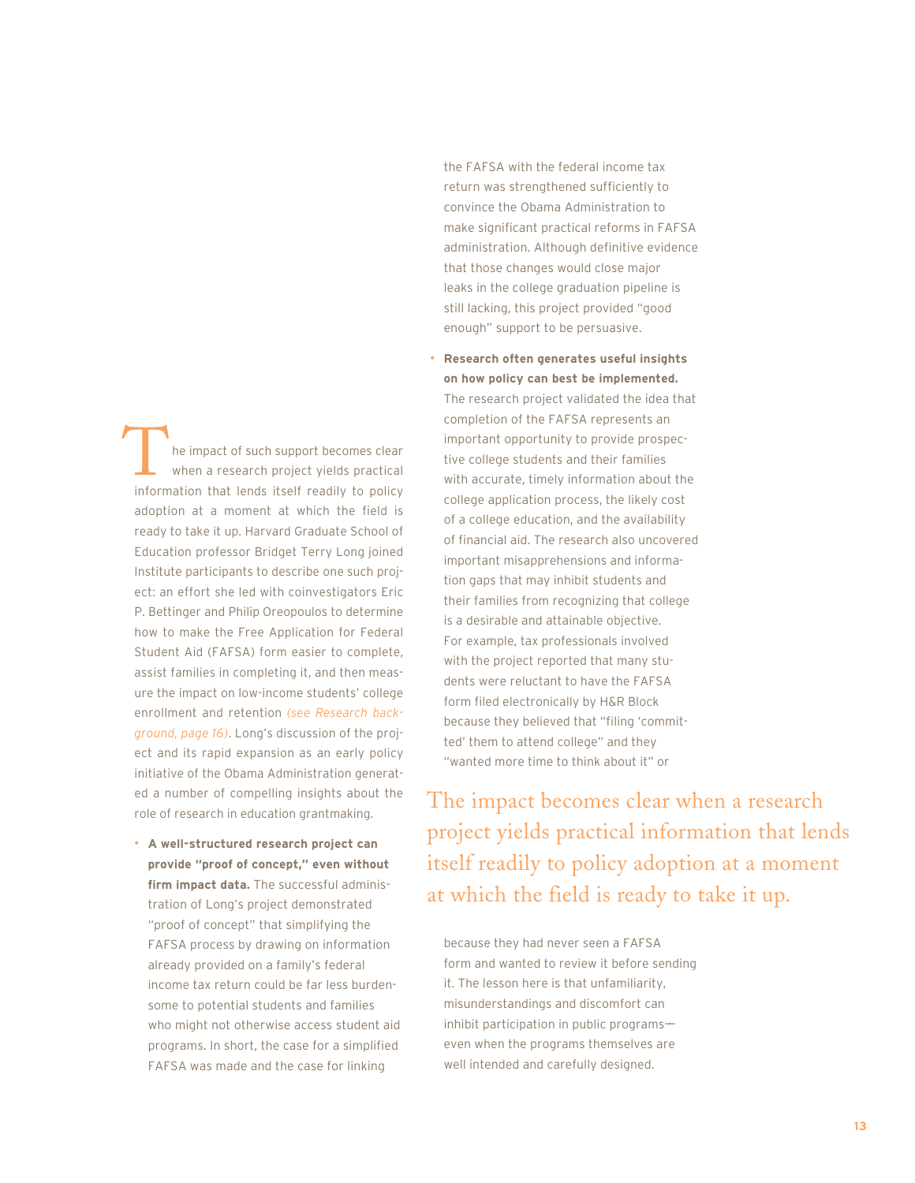The impact of such support becomes clear when a research project yields practical information that lends itself readily to policy adoption at a moment at which the field is ready to take it up. Harvard Graduate School of Education professor Bridget Terry Long joined Institute participants to describe one such project: an effort she led with coinvestigators Eric P. Bettinger and Philip Oreopoulos to determine how to make the Free Application for Federal Student Aid (FAFSA) form easier to complete, assist families in completing it, and then measure the impact on low-income students' college enrollment and retention *(see Research background, page 16)*. Long's discussion of the project and its rapid expansion as an early policy initiative of the Obama Administration generated a number of compelling insights about the role of research in education grantmaking.

- **A well-structured research project can provide "proof of concept," even without firm impact data.** The successful administration of Long's project demonstrated "proof of concept" that simplifying the FAFSA process by drawing on information already provided on a family's federal income tax return could be far less burdensome to potential students and families who might not otherwise access student aid programs. In short, the case for a simplified FAFSA was made and the case for linking the FAFSA with the federal income tax return was strengthened sufficiently to convince the Obama Administration to make significant practical reforms in FAFSA administration. Although definitive evidence that those changes would close major leaks in the college graduation pipeline is still lacking, this project provided "good enough" support to be persuasive.

- **Research often generates useful insights on how policy can best be implemented.** The research project validated the idea that completion of the FAFSA represents an important opportunity to provide prospective college students and their families with accurate, timely information about the college application process, the likely cost of a college education, and the availability of financial aid. The research also uncovered important misapprehensions and information gaps that may inhibit students and their families from recognizing that college is a desirable and attainable objective. For example, tax professionals involved with the project reported that many students were reluctant to have the FAFSA form filed electronically by H&R Block because they believed that "filing 'committed' them to attend college" and they "wanted more time to think about it" or because they had never seen a FAFSA form and wanted to review it before sending it. The lesson here is that unfamiliarity, misunderstandings and discomfort can inhibit participation in public programs—even when the programs themselves are well intended and carefully designed.

> The impact becomes clear when a research project yields practical information that lends itself readily to policy adoption at a moment at which the field is ready to take it up.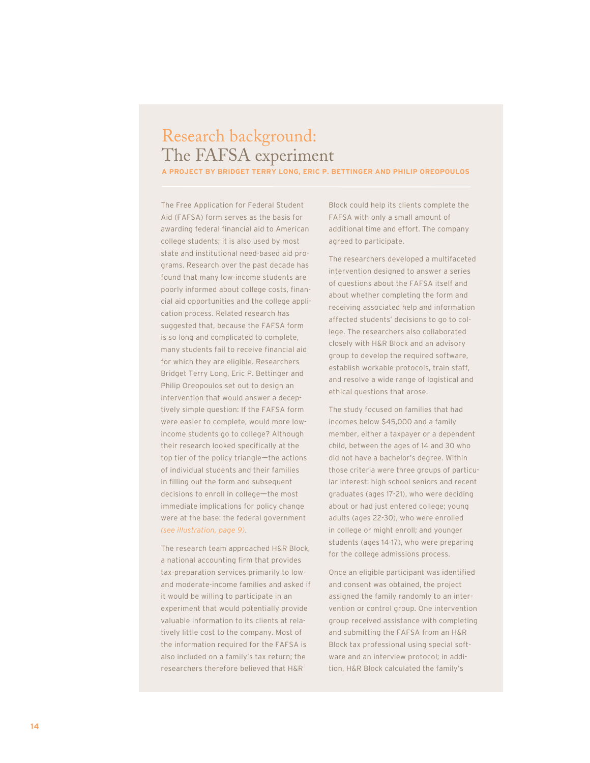# Research background: The FAFSA experiment

**A PROJECT BY BRIDGET TERRY LONG, ERIC P. BETTINGER AND PHILIP OREOPOULOS**

The Free Application for Federal Student Aid (FAFSA) form serves as the basis for awarding federal financial aid to American college students; it is also used by most state and institutional need-based aid programs. Research over the past decade has found that many low-income students are poorly informed about college costs, financial aid opportunities and the college application process. Related research has suggested that, because the FAFSA form is so long and complicated to complete, many students fail to receive financial aid for which they are eligible. Researchers Bridget Terry Long, Eric P. Bettinger and Philip Oreopoulos set out to design an intervention that would answer a deceptively simple question: If the FAFSA form were easier to complete, would more low-income students go to college? Although their research looked specifically at the top tier of the policy triangle—the actions of individual students and their families in filling out the form and subsequent decisions to enroll in college—the most immediate implications for policy change were at the base: the federal government *(see illustration, page 9)*.

The research team approached H&R Block, a national accounting firm that provides tax-preparation services primarily to low- and moderate-income families and asked if it would be willing to participate in an experiment that would potentially provide valuable information to its clients at relatively little cost to the company. Most of the information required for the FAFSA is also included on a family's tax return; the researchers therefore believed that H&R Block could help its clients complete the FAFSA with only a small amount of additional time and effort. The company agreed to participate.

The researchers developed a multifaceted intervention designed to answer a series of questions about the FAFSA itself and about whether completing the form and receiving associated help and information affected students' decisions to go to college. The researchers also collaborated closely with H&R Block and an advisory group to develop the required software, establish workable protocols, train staff, and resolve a wide range of logistical and ethical questions that arose.

The study focused on families that had incomes below $45,000 and a family member, either a taxpayer or a dependent child, between the ages of 14 and 30 who did not have a bachelor's degree. Within those criteria were three groups of particular interest: high school seniors and recent graduates (ages 17-21), who were deciding about or had just entered college; young adults (ages 22-30), who were enrolled in college or might enroll; and younger students (ages 14-17), who were preparing for the college admissions process.

Once an eligible participant was identified and consent was obtained, the project assigned the family randomly to an intervention or control group. One intervention group received assistance with completing and submitting the FAFSA from an H&R Block tax professional using special software and an interview protocol; in addition, H&R Block calculated the family's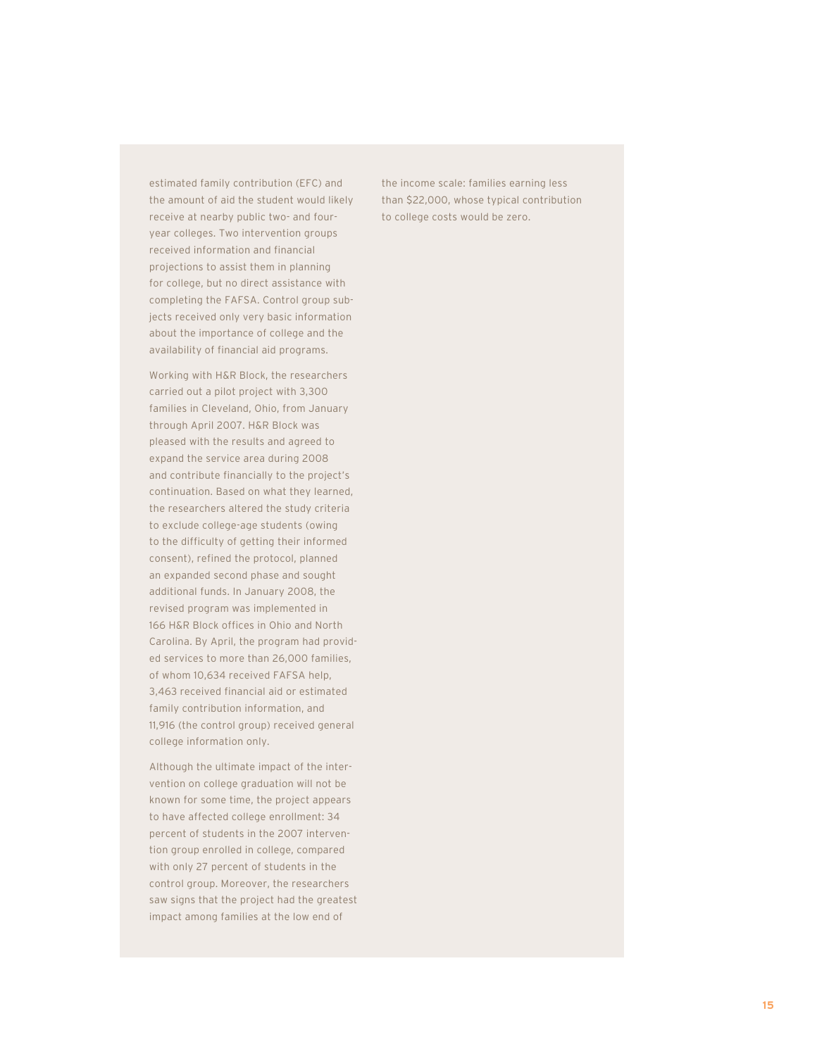estimated family contribution (EFC) and the amount of aid the student would likely receive at nearby public two- and four-year colleges. Two intervention groups received information and financial projections to assist them in planning for college, but no direct assistance with completing the FAFSA. Control group subjects received only very basic information about the importance of college and the availability of financial aid programs.

Working with H&R Block, the researchers carried out a pilot project with 3,300 families in Cleveland, Ohio, from January through April 2007. H&R Block was pleased with the results and agreed to expand the service area during 2008 and contribute financially to the project's continuation. Based on what they learned, the researchers altered the study criteria to exclude college-age students (owing to the difficulty of getting their informed consent), refined the protocol, planned an expanded second phase and sought additional funds. In January 2008, the revised program was implemented in 166 H&R Block offices in Ohio and North Carolina. By April, the program had provided services to more than 26,000 families, of whom 10,634 received FAFSA help, 3,463 received financial aid or estimated family contribution information, and 11,916 (the control group) received general college information only.

Although the ultimate impact of the intervention on college graduation will not be known for some time, the project appears to have affected college enrollment: 34 percent of students in the 2007 intervention group enrolled in college, compared with only 27 percent of students in the control group. Moreover, the researchers saw signs that the project had the greatest impact among families at the low end of the income scale: families earning less than $22,000, whose typical contribution to college costs would be zero.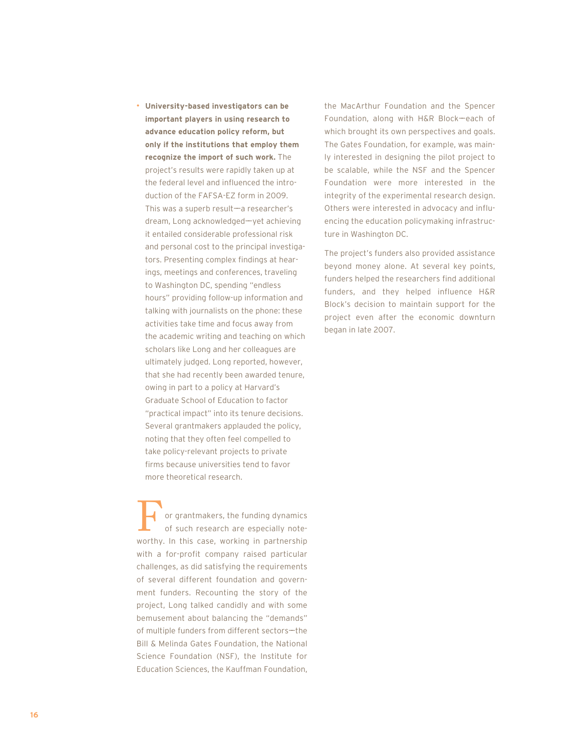- **University-based investigators can be important players in using research to advance education policy reform, but only if the institutions that employ them recognize the import of such work.** The project's results were rapidly taken up at the federal level and influenced the introduction of the FAFSA-EZ form in 2009. This was a superb result—a researcher's dream, Long acknowledged—yet achieving it entailed considerable professional risk and personal cost to the principal investigators. Presenting complex findings at hearings, meetings and conferences, traveling to Washington DC, spending "endless hours" providing follow-up information and talking with journalists on the phone: these activities take time and focus away from the academic writing and teaching on which scholars like Long and her colleagues are ultimately judged. Long reported, however, that she had recently been awarded tenure, owing in part to a policy at Harvard's Graduate School of Education to factor "practical impact" into its tenure decisions. Several grantmakers applauded the policy, noting that they often feel compelled to take policy-relevant projects to private firms because universities tend to favor more theoretical research.

For grantmakers, the funding dynamics of such research are especially noteworthy. In this case, working in partnership with a for-profit company raised particular challenges, as did satisfying the requirements of several different foundation and government funders. Recounting the story of the project, Long talked candidly and with some bemusement about balancing the "demands" of multiple funders from different sectors—the Bill & Melinda Gates Foundation, the National Science Foundation (NSF), the Institute for Education Sciences, the Kauffman Foundation, the MacArthur Foundation and the Spencer Foundation, along with H&R Block—each of which brought its own perspectives and goals. The Gates Foundation, for example, was mainly interested in designing the pilot project to be scalable, while the NSF and the Spencer Foundation were more interested in the integrity of the experimental research design. Others were interested in advocacy and influencing the education policymaking infrastructure in Washington DC.

The project's funders also provided assistance beyond money alone. At several key points, funders helped the researchers find additional funders, and they helped influence H&R Block's decision to maintain support for the project even after the economic downturn began in late 2007.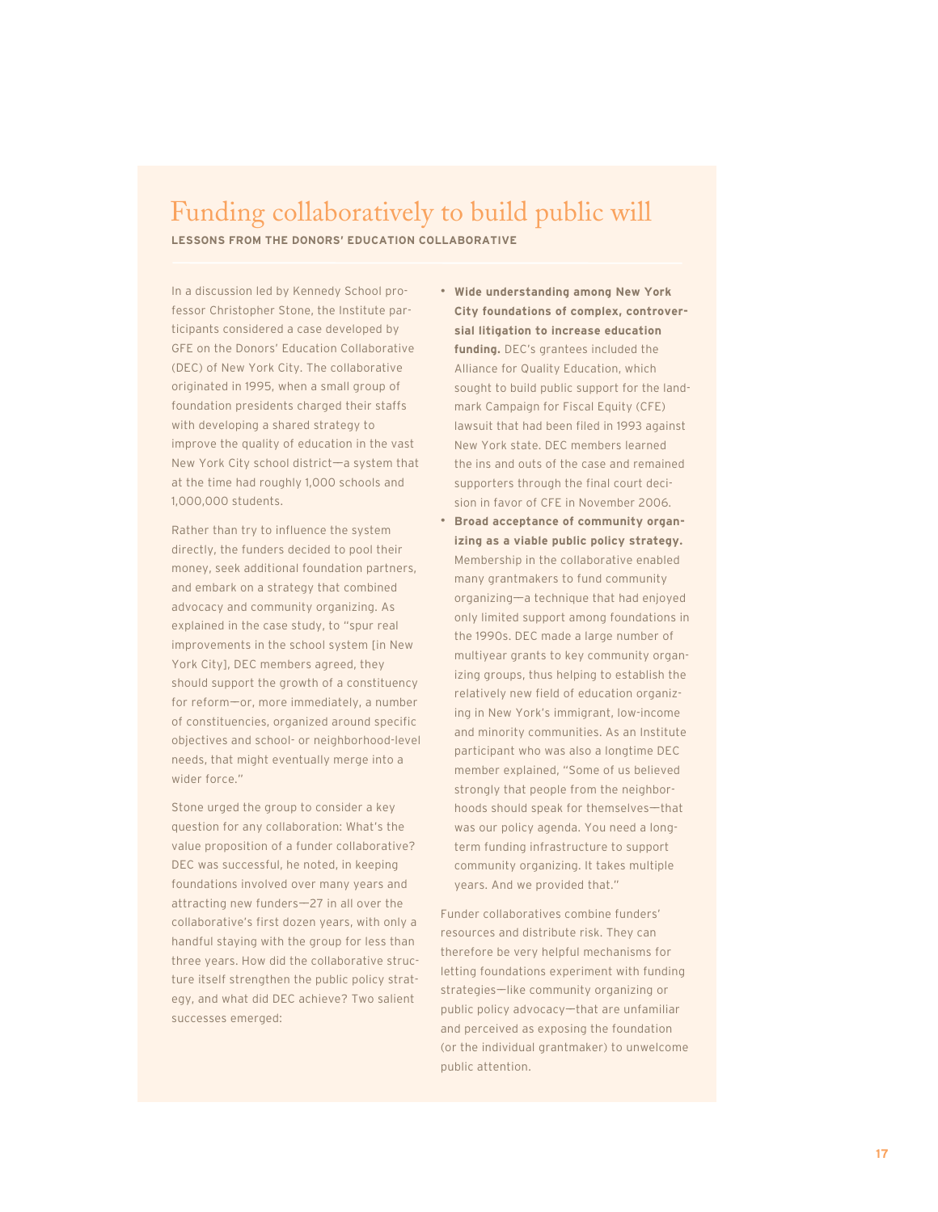# Funding collaboratively to build public will

**LESSONS FROM THE DONORS' EDUCATION COLLABORATIVE**

In a discussion led by Kennedy School professor Christopher Stone, the Institute participants considered a case developed by GFE on the Donors' Education Collaborative (DEC) of New York City. The collaborative originated in 1995, when a small group of foundation presidents charged their staffs with developing a shared strategy to improve the quality of education in the vast New York City school district—a system that at the time had roughly 1,000 schools and 1,000,000 students.

Rather than try to influence the system directly, the funders decided to pool their money, seek additional foundation partners, and embark on a strategy that combined advocacy and community organizing. As explained in the case study, to "spur real improvements in the school system [in New York City], DEC members agreed, they should support the growth of a constituency for reform—or, more immediately, a number of constituencies, organized around specific objectives and school- or neighborhood-level needs, that might eventually merge into a wider force."

Stone urged the group to consider a key question for any collaboration: What's the value proposition of a funder collaborative? DEC was successful, he noted, in keeping foundations involved over many years and attracting new funders—27 in all over the collaborative's first dozen years, with only a handful staying with the group for less than three years. How did the collaborative structure itself strengthen the public policy strategy, and what did DEC achieve? Two salient successes emerged:

- **Wide understanding among New York City foundations of complex, controversial litigation to increase education funding.** DEC's grantees included the Alliance for Quality Education, which sought to build public support for the landmark Campaign for Fiscal Equity (CFE) lawsuit that had been filed in 1993 against New York state. DEC members learned the ins and outs of the case and remained supporters through the final court decision in favor of CFE in November 2006.
- **Broad acceptance of community organizing as a viable public policy strategy.** Membership in the collaborative enabled many grantmakers to fund community organizing—a technique that had enjoyed only limited support among foundations in the 1990s. DEC made a large number of multiyear grants to key community organizing groups, thus helping to establish the relatively new field of education organizing in New York's immigrant, low-income and minority communities. As an Institute participant who was also a longtime DEC member explained, "Some of us believed strongly that people from the neighborhoods should speak for themselves—that was our policy agenda. You need a long-term funding infrastructure to support community organizing. It takes multiple years. And we provided that."

Funder collaboratives combine funders' resources and distribute risk. They can therefore be very helpful mechanisms for letting foundations experiment with funding strategies—like community organizing or public policy advocacy—that are unfamiliar and perceived as exposing the foundation (or the individual grantmaker) to unwelcome public attention.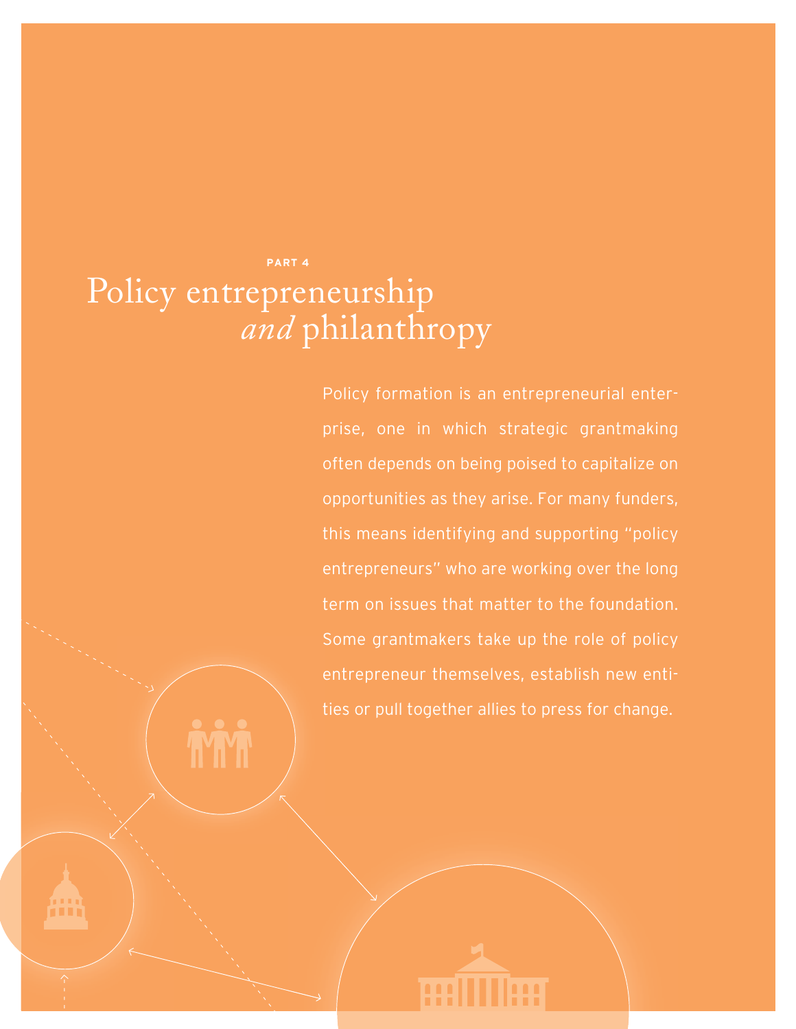PART 4

# Policy entrepreneurship *and* philanthropy

Policy formation is an entrepreneurial enterprise, one in which strategic grantmaking often depends on being poised to capitalize on opportunities as they arise. For many funders, this means identifying and supporting "policy entrepreneurs" who are working over the long term on issues that matter to the foundation. Some grantmakers take up the role of policy entrepreneur themselves, establish new entities or pull together allies to press for change.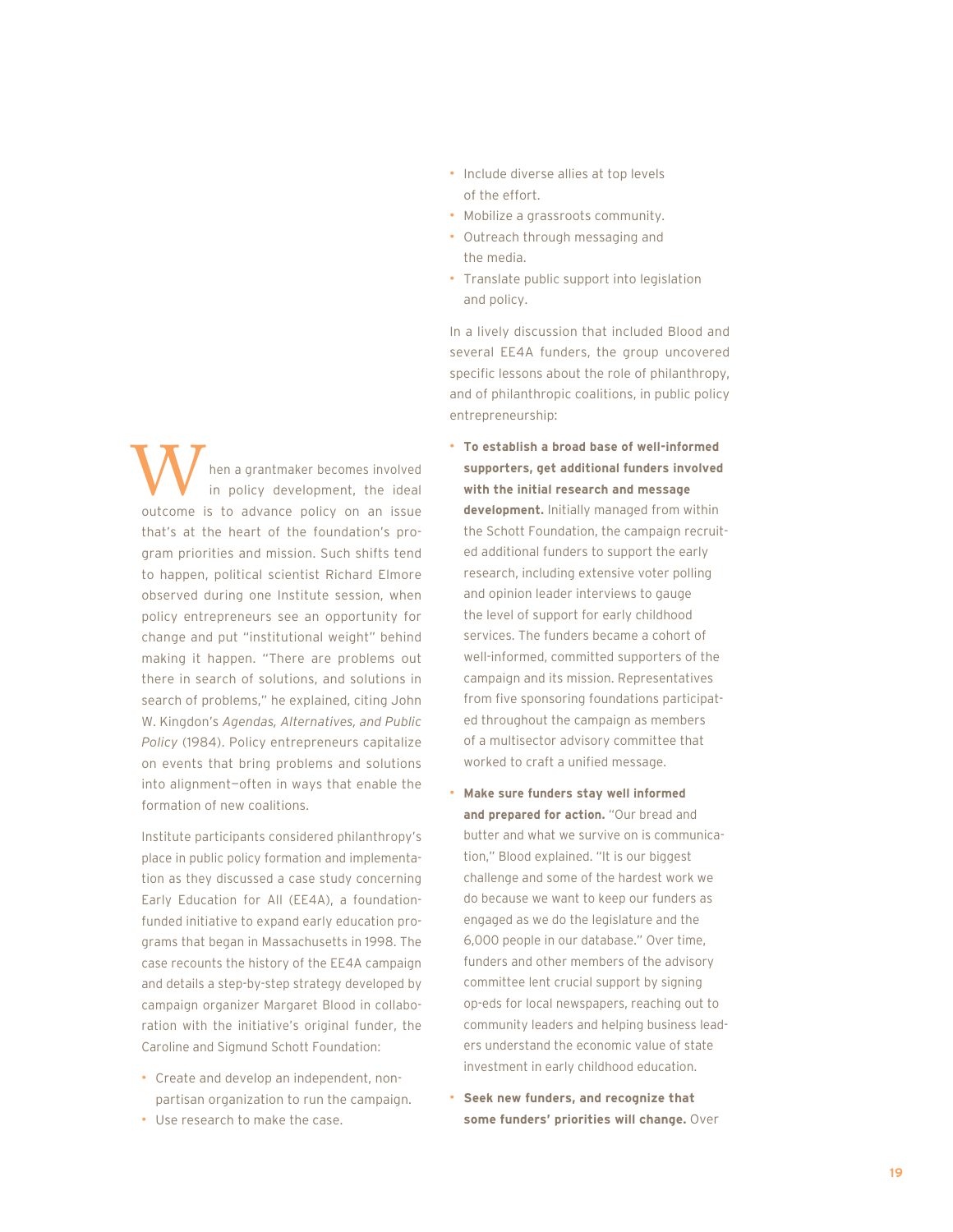When a grantmaker becomes involved in policy development, the ideal outcome is to advance policy on an issue that's at the heart of the foundation's program priorities and mission. Such shifts tend to happen, political scientist Richard Elmore observed during one Institute session, when policy entrepreneurs see an opportunity for change and put "institutional weight" behind making it happen. "There are problems out there in search of solutions, and solutions in search of problems," he explained, citing John W. Kingdon's *Agendas, Alternatives, and Public Policy* (1984). Policy entrepreneurs capitalize on events that bring problems and solutions into alignment—often in ways that enable the formation of new coalitions.

Institute participants considered philanthropy's place in public policy formation and implementation as they discussed a case study concerning Early Education for All (EE4A), a foundation-funded initiative to expand early education programs that began in Massachusetts in 1998. The case recounts the history of the EE4A campaign and details a step-by-step strategy developed by campaign organizer Margaret Blood in collaboration with the initiative's original funder, the Caroline and Sigmund Schott Foundation:

- Create and develop an independent, nonpartisan organization to run the campaign.
- Use research to make the case.
- Include diverse allies at top levels of the effort.
- Mobilize a grassroots community.
- Outreach through messaging and the media.
- Translate public support into legislation and policy.

In a lively discussion that included Blood and several EE4A funders, the group uncovered specific lessons about the role of philanthropy, and of philanthropic coalitions, in public policy entrepreneurship:

- **To establish a broad base of well-informed supporters, get additional funders involved with the initial research and message development.** Initially managed from within the Schott Foundation, the campaign recruited additional funders to support the early research, including extensive voter polling and opinion leader interviews to gauge the level of support for early childhood services. The funders became a cohort of well-informed, committed supporters of the campaign and its mission. Representatives from five sponsoring foundations participated throughout the campaign as members of a multisector advisory committee that worked to craft a unified message.
- **Make sure funders stay well informed and prepared for action.** "Our bread and butter and what we survive on is communication," Blood explained. "It is our biggest challenge and some of the hardest work we do because we want to keep our funders as engaged as we do the legislature and the 6,000 people in our database." Over time, funders and other members of the advisory committee lent crucial support by signing op-eds for local newspapers, reaching out to community leaders and helping business leaders understand the economic value of state investment in early childhood education.
- **Seek new funders, and recognize that some funders' priorities will change.** Over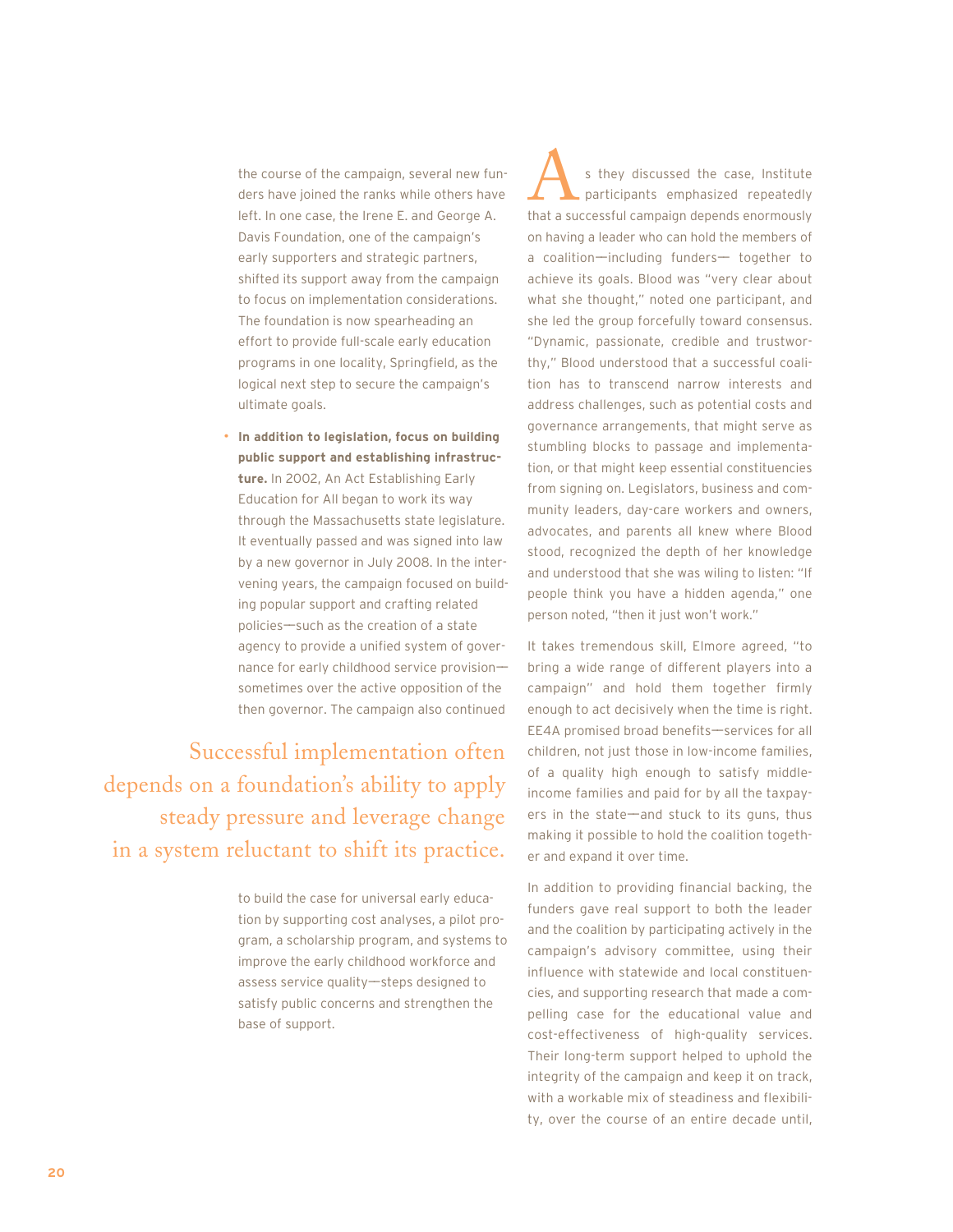the course of the campaign, several new funders have joined the ranks while others have left. In one case, the Irene E. and George A. Davis Foundation, one of the campaign's early supporters and strategic partners, shifted its support away from the campaign to focus on implementation considerations. The foundation is now spearheading an effort to provide full-scale early education programs in one locality, Springfield, as the logical next step to secure the campaign's ultimate goals.

- **In addition to legislation, focus on building public support and establishing infrastructure.** In 2002, An Act Establishing Early Education for All began to work its way through the Massachusetts state legislature. It eventually passed and was signed into law by a new governor in July 2008. In the intervening years, the campaign focused on building popular support and crafting related policies—such as the creation of a state agency to provide a unified system of governance for early childhood service provision—sometimes over the active opposition of the then governor. The campaign also continued to build the case for universal early education by supporting cost analyses, a pilot program, a scholarship program, and systems to improve the early childhood workforce and assess service quality—steps designed to satisfy public concerns and strengthen the base of support.

> Successful implementation often depends on a foundation's ability to apply steady pressure and leverage change in a system reluctant to shift its practice.

As they discussed the case, Institute participants emphasized repeatedly that a successful campaign depends enormously on having a leader who can hold the members of a coalition—including funders— together to achieve its goals. Blood was "very clear about what she thought," noted one participant, and she led the group forcefully toward consensus. "Dynamic, passionate, credible and trustworthy," Blood understood that a successful coalition has to transcend narrow interests and address challenges, such as potential costs and governance arrangements, that might serve as stumbling blocks to passage and implementation, or that might keep essential constituencies from signing on. Legislators, business and community leaders, day-care workers and owners, advocates, and parents all knew where Blood stood, recognized the depth of her knowledge and understood that she was wiling to listen: "If people think you have a hidden agenda," one person noted, "then it just won't work."

It takes tremendous skill, Elmore agreed, "to bring a wide range of different players into a campaign" and hold them together firmly enough to act decisively when the time is right. EE4A promised broad benefits—services for all children, not just those in low-income families, of a quality high enough to satisfy middle-income families and paid for by all the taxpayers in the state—and stuck to its guns, thus making it possible to hold the coalition together and expand it over time.

In addition to providing financial backing, the funders gave real support to both the leader and the coalition by participating actively in the campaign's advisory committee, using their influence with statewide and local constituencies, and supporting research that made a compelling case for the educational value and cost-effectiveness of high-quality services. Their long-term support helped to uphold the integrity of the campaign and keep it on track, with a workable mix of steadiness and flexibility, over the course of an entire decade until,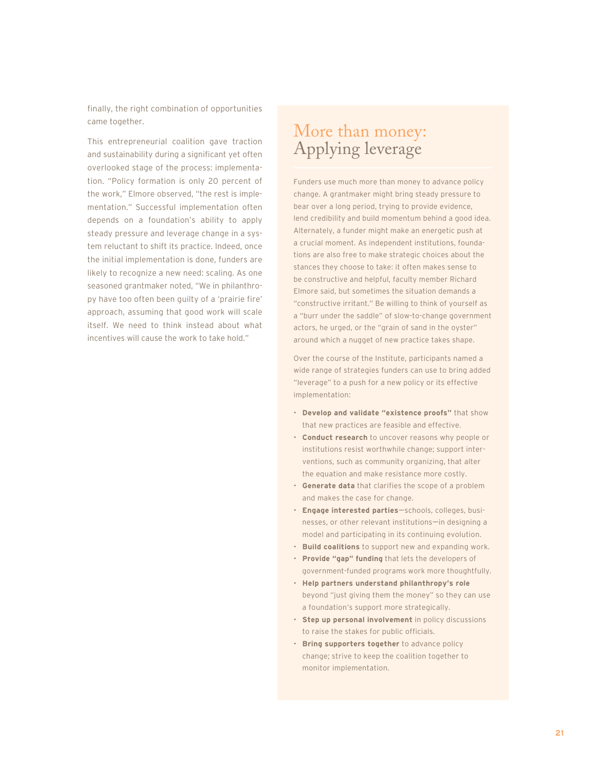finally, the right combination of opportunities came together.

This entrepreneurial coalition gave traction and sustainability during a significant yet often overlooked stage of the process: implementation. "Policy formation is only 20 percent of the work," Elmore observed, "the rest is implementation." Successful implementation often depends on a foundation's ability to apply steady pressure and leverage change in a system reluctant to shift its practice. Indeed, once the initial implementation is done, funders are likely to recognize a new need: scaling. As one seasoned grantmaker noted, "We in philanthropy have too often been guilty of a 'prairie fire' approach, assuming that good work will scale itself. We need to think instead about what incentives will cause the work to take hold."

## More than money: Applying leverage

Funders use much more than money to advance policy change. A grantmaker might bring steady pressure to bear over a long period, trying to provide evidence, lend credibility and build momentum behind a good idea. Alternately, a funder might make an energetic push at a crucial moment. As independent institutions, foundations are also free to make strategic choices about the stances they choose to take: it often makes sense to be constructive and helpful, faculty member Richard Elmore said, but sometimes the situation demands a "constructive irritant." Be willing to think of yourself as a "burr under the saddle" of slow-to-change government actors, he urged, or the "grain of sand in the oyster" around which a nugget of new practice takes shape.

Over the course of the Institute, participants named a wide range of strategies funders can use to bring added "leverage" to a push for a new policy or its effective implementation:

- **Develop and validate "existence proofs"** that show that new practices are feasible and effective.
- **Conduct research** to uncover reasons why people or institutions resist worthwhile change; support interventions, such as community organizing, that alter the equation and make resistance more costly.
- **Generate data** that clarifies the scope of a problem and makes the case for change.
- **Engage interested parties**—schools, colleges, businesses, or other relevant institutions—in designing a model and participating in its continuing evolution.
- **Build coalitions** to support new and expanding work.
- **Provide "gap" funding** that lets the developers of government-funded programs work more thoughtfully.
- **Help partners understand philanthropy's role** beyond "just giving them the money" so they can use a foundation's support more strategically.
- **Step up personal involvement** in policy discussions to raise the stakes for public officials.
- **Bring supporters together** to advance policy change; strive to keep the coalition together to monitor implementation.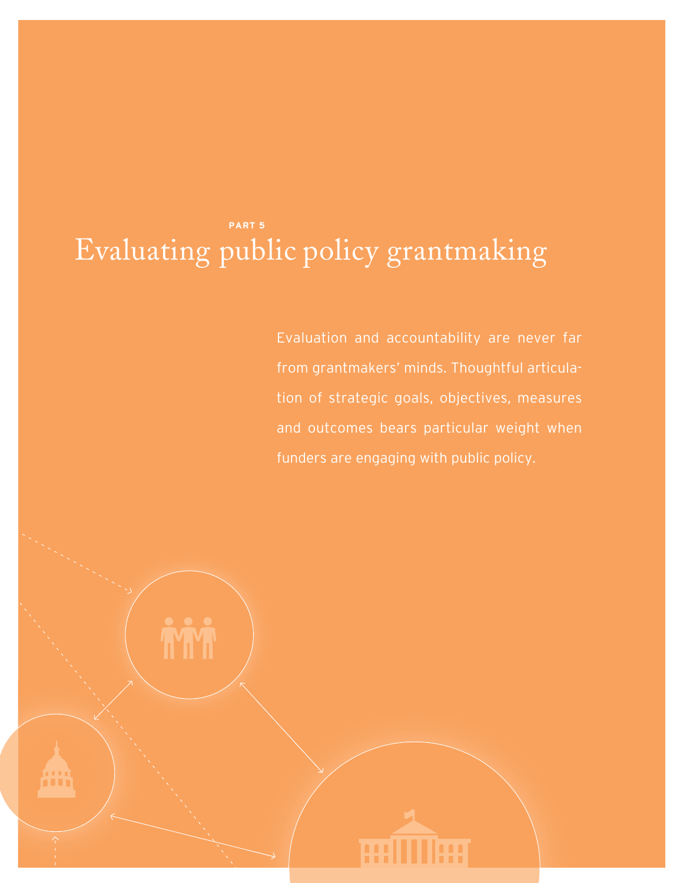PART 5

# Evaluating public policy grantmaking

Evaluation and accountability are never far from grantmakers' minds. Thoughtful articulation of strategic goals, objectives, measures and outcomes bears particular weight when funders are engaging with public policy.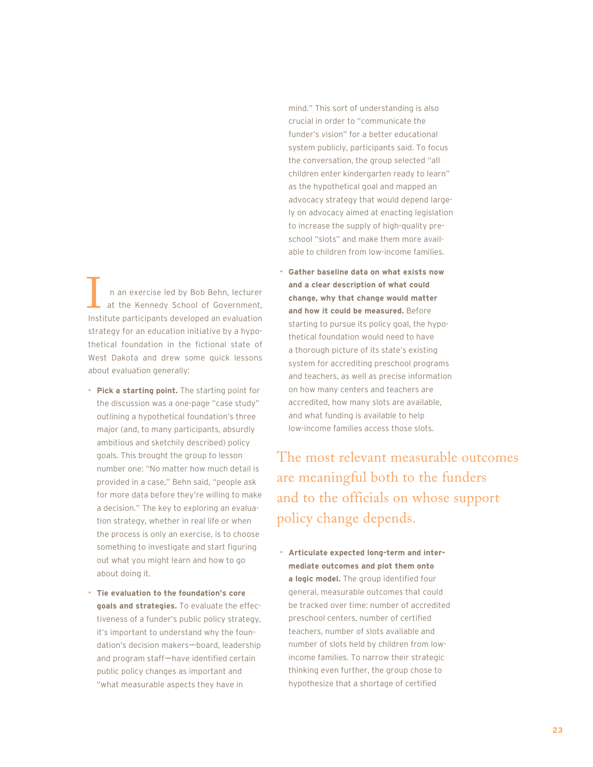In an exercise led by Bob Behn, lecturer at the Kennedy School of Government, Institute participants developed an evaluation strategy for an education initiative by a hypothetical foundation in the fictional state of West Dakota and drew some quick lessons about evaluation generally:

- **Pick a starting point.** The starting point for the discussion was a one-page "case study" outlining a hypothetical foundation's three major (and, to many participants, absurdly ambitious and sketchily described) policy goals. This brought the group to lesson number one: "No matter how much detail is provided in a case," Behn said, "people ask for more data before they're willing to make a decision." The key to exploring an evaluation strategy, whether in real life or when the process is only an exercise, is to choose something to investigate and start figuring out what you might learn and how to go about doing it.

- **Tie the evaluation to the foundation's core goals and strategies.** To evaluate the effectiveness of a funder's public policy strategy, it's important to understand why the foundation's decision makers—board, leadership and program staff—have identified certain public policy changes as important and "what measurable aspects they have in mind." This sort of understanding is also crucial in order to "communicate the funder's vision" for a better educational system publicly, participants said. To focus the conversation, the group selected "all children enter kindergarten ready to learn" as the hypothetical goal and mapped an advocacy strategy that would depend largely on advocacy aimed at enacting legislation to increase the supply of high-quality preschool "slots" and make them more available to children from low-income families.

- **Gather baseline data on what exists now and a clear description of what could change, why that change would matter and how it could be measured.** Before starting to pursue its policy goal, the hypothetical foundation would need to have a thorough picture of its state's existing system for accrediting preschool programs and teachers, as well as precise information on how many centers and teachers are accredited, how many slots are available, and what funding is available to help low-income families access those slots.

The most relevant measurable outcomes are meaningful both to the funders and to the officials on whose support policy change depends.

- **Articulate expected long-term and intermediate outcomes and plot them onto a logic model.** The group identified four general, measurable outcomes that could be tracked over time: number of accredited preschool centers, number of certified teachers, number of slots available and number of slots held by children from low-income families. To narrow their strategic thinking even further, the group chose to hypothesize that a shortage of certified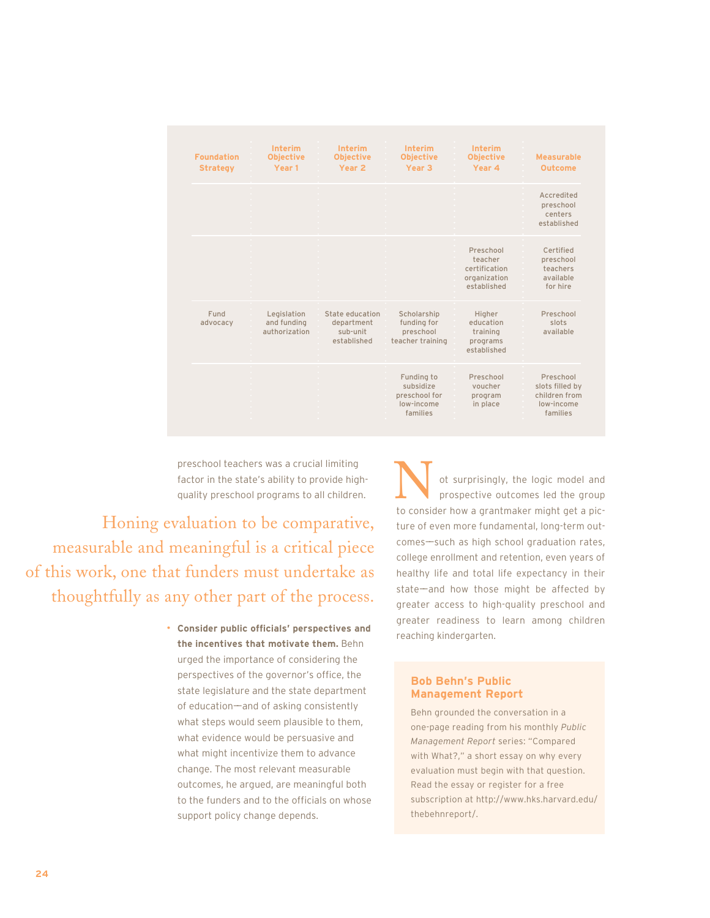| Foundation Strategy | Interim Objective Year 1 | Interim Objective Year 2 | Interim Objective Year 3 | Interim Objective Year 4 | Measurable Outcome |
|---|---|---|---|---|---|
| | | | | | Accredited preschool centers established |
| | | | | Preschool teacher certification organization established | Certified preschool teachers available for hire |
| Fund advocacy | Legislation and funding authorization | State education department sub-unit established | Scholarship funding for preschool teacher training | Higher education training programs established | Preschool slots available |
| | | | Funding to subsidize preschool for low-income families | Preschool voucher program in place | Preschool slots filled by children from low-income families |

preschool teachers was a crucial limiting factor in the state's ability to provide high-quality preschool programs to all children.

> Honing evaluation to be comparative, measurable and meaningful is a critical piece of this work, one that funders must undertake as thoughtfully as any other part of the process.

- **Consider public officials' perspectives and the incentives that motivate them.** Behn urged the importance of considering the perspectives of the governor's office, the state legislature and the state department of education—and of asking consistently what steps would seem plausible to them, what evidence would be persuasive and what might incentivize them to advance change. The most relevant measurable outcomes, he argued, are meaningful both to the funders and to the officials on whose support policy change depends.

Not surprisingly, the logic model and prospective outcomes led the group to consider how a grantmaker might get a picture of even more fundamental, long-term outcomes—such as high school graduation rates, college enrollment and retention, even years of healthy life and total life expectancy in their state—and how those might be affected by greater access to high-quality preschool and greater readiness to learn among children reaching kindergarten.

### Bob Behn's Public Management Report

Behn grounded the conversation in a one-page reading from his monthly *Public Management Report* series: "Compared with What?," a short essay on why every evaluation must begin with that question. Read the essay or register for a free subscription at http://www.hks.harvard.edu/thebehnreport/.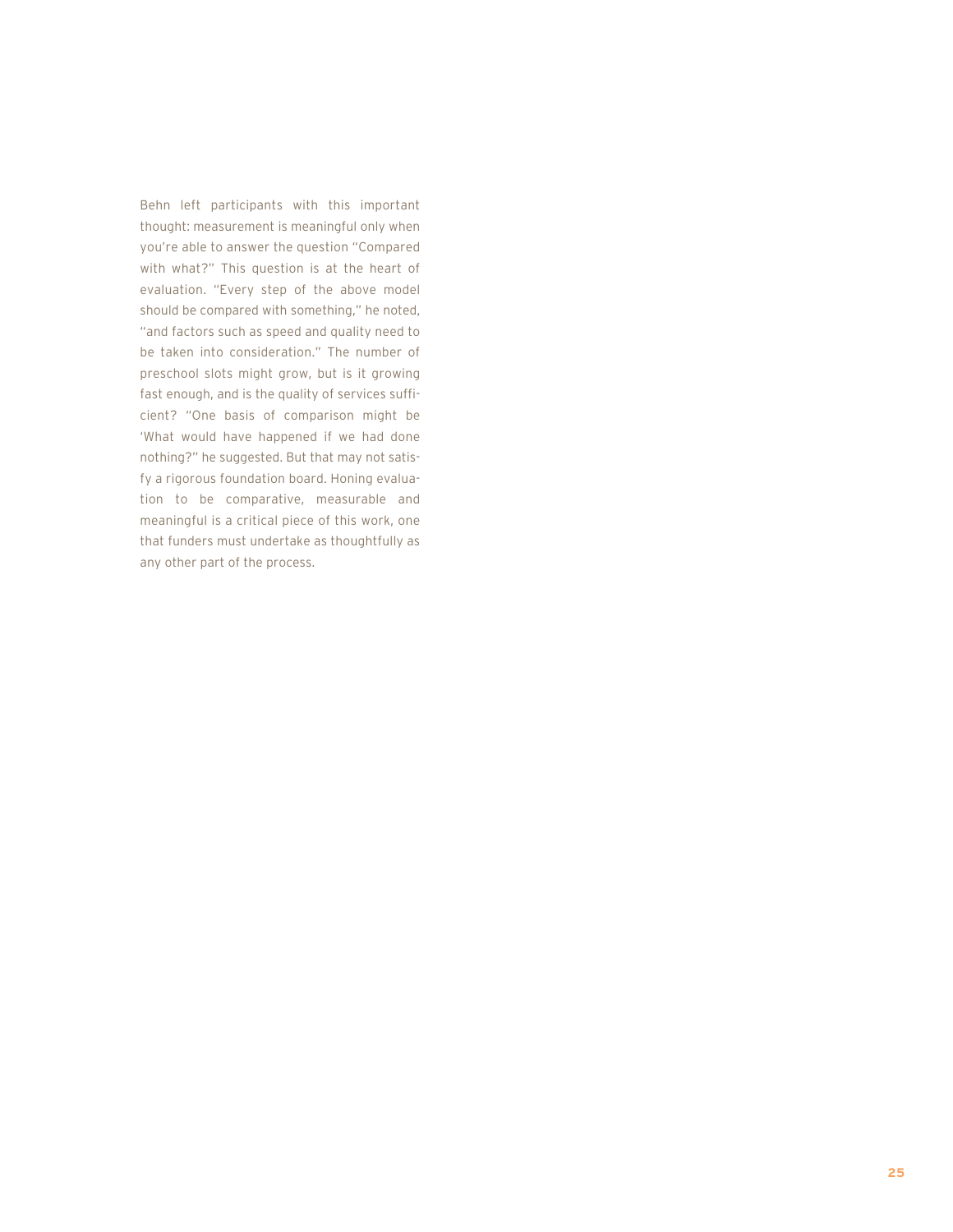Behn left participants with this important thought: measurement is meaningful only when you're able to answer the question "Compared with what?" This question is at the heart of evaluation. "Every step of the above model should be compared with something," he noted, "and factors such as speed and quality need to be taken into consideration." The number of preschool slots might grow, but is it growing fast enough, and is the quality of services sufficient? "One basis of comparison might be 'What would have happened if we had done nothing?" he suggested. But that may not satisfy a rigorous foundation board. Honing evaluation to be comparative, measurable and meaningful is a critical piece of this work, one that funders must undertake as thoughtfully as any other part of the process.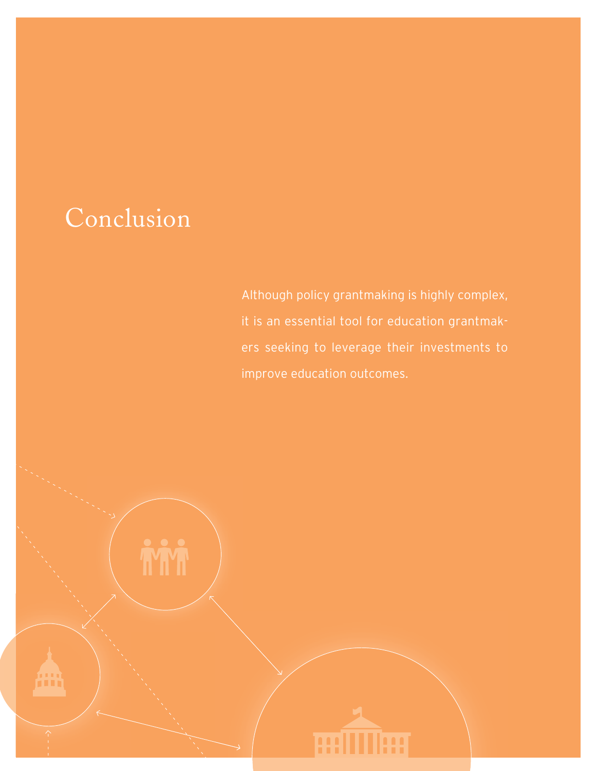# Conclusion

Although policy grantmaking is highly complex, it is an essential tool for education grantmakers seeking to leverage their investments to improve education outcomes.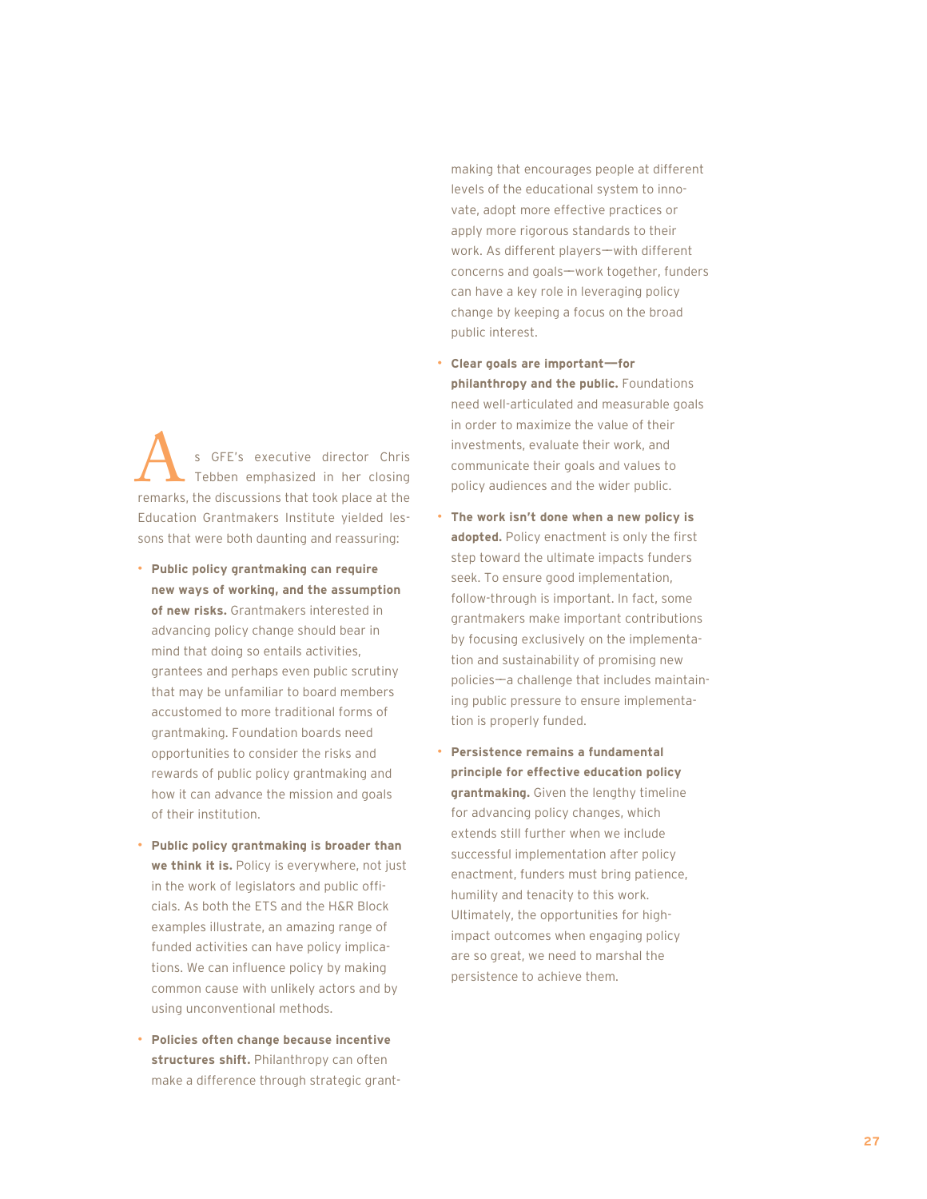As GFE's executive director Chris Tebben emphasized in her closing remarks, the discussions that took place at the Education Grantmakers Institute yielded lessons that were both daunting and reassuring:

- **Public policy grantmaking can require new ways of working, and the assumption of new risks.** Grantmakers interested in advancing policy change should bear in mind that doing so entails activities, grantees and perhaps even public scrutiny that may be unfamiliar to board members accustomed to more traditional forms of grantmaking. Foundation boards need opportunities to consider the risks and rewards of public policy grantmaking and how it can advance the mission and goals of their institution.

- **Public policy grantmaking is broader than we think it is.** Policy is everywhere, not just in the work of legislators and public officials. As both the ETS and the H&R Block examples illustrate, an amazing range of funded activities can have policy implications. We can influence policy by making common cause with unlikely actors and by using unconventional methods.

- **Policies often change because incentive structures shift.** Philanthropy can often make a difference through strategic grantmaking that encourages people at different levels of the educational system to innovate, adopt more effective practices or apply more rigorous standards to their work. As different players—with different concerns and goals—work together, funders can have a key role in leveraging policy change by keeping a focus on the broad public interest.

- **Clear goals are important—for philanthropy and the public.** Foundations need well-articulated and measurable goals in order to maximize the value of their investments, evaluate their work, and communicate their goals and values to policy audiences and the wider public.

- **The work isn't done when a new policy is adopted.** Policy enactment is only the first step toward the ultimate impacts funders seek. To ensure good implementation, follow-through is important. In fact, some grantmakers make important contributions by focusing exclusively on the implementation and sustainability of promising new policies—a challenge that includes maintaining public pressure to ensure implementation is properly funded.

- **Persistence remains a fundamental principle for effective education policy grantmaking.** Given the lengthy timeline for advancing policy changes, which extends still further when we include successful implementation after policy enactment, funders must bring patience, humility and tenacity to this work. Ultimately, the opportunities for high-impact outcomes when engaging policy are so great, we need to marshal the persistence to achieve them.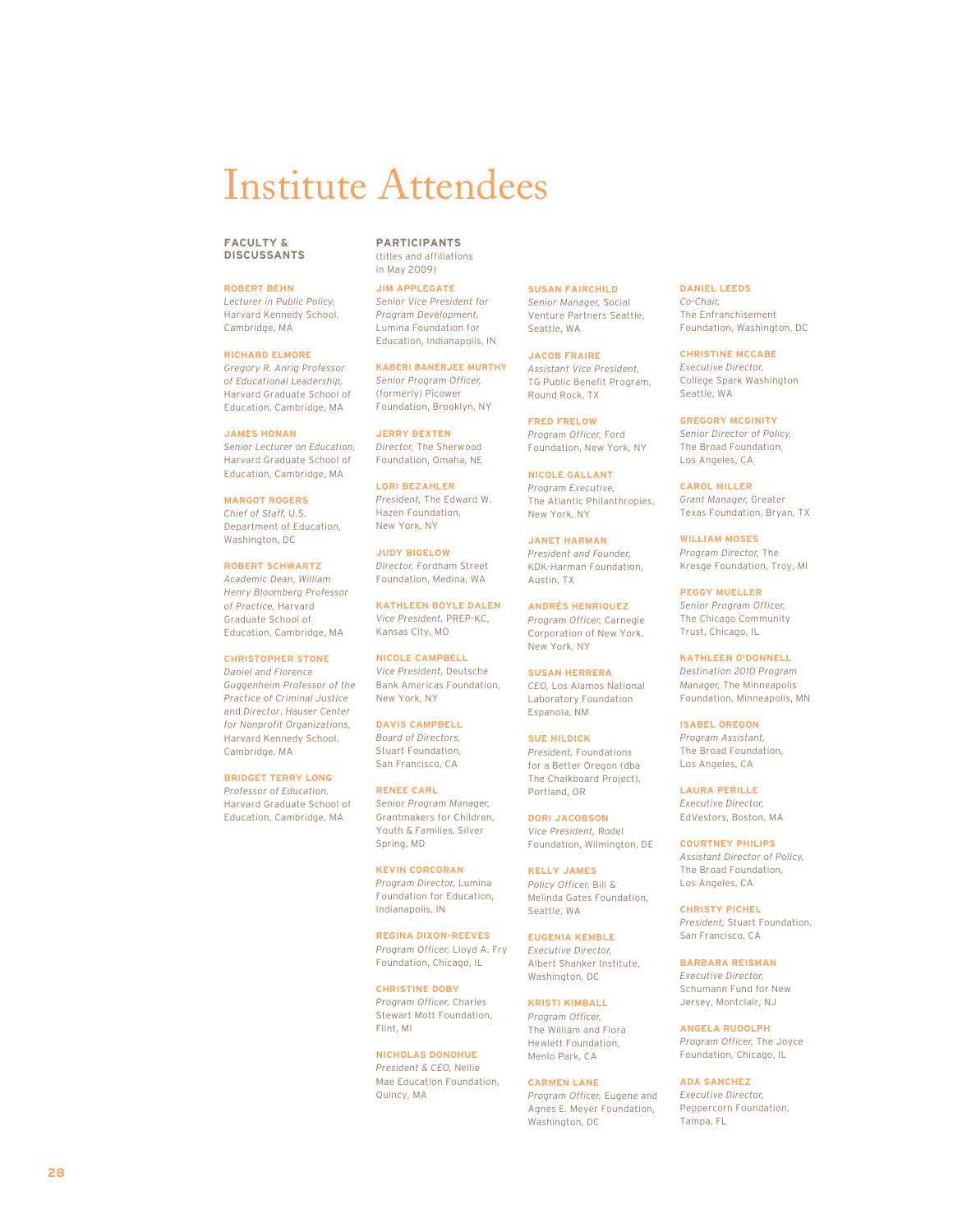# Institute Attendees

## FACULTY & DISCUSSANTS

**ROBERT BEHN**
*Lecturer in Public Policy,* Harvard Kennedy School, Cambridge, MA

**RICHARD ELMORE**
*Gregory R. Anrig Professor of Educational Leadership,* Harvard Graduate School of Education, Cambridge, MA

**JAMES HONAN**
*Senior Lecturer on Education,* Harvard Graduate School of Education, Cambridge, MA

**MARGOT ROGERS**
*Chief of Staff,* U.S. Department of Education, Washington, DC

**ROBERT SCHWARTZ**
*Academic Dean, William Henry Bloomberg Professor of Practice,* Harvard Graduate School of Education, Cambridge, MA

**CHRISTOPHER STONE**
*Daniel and Florence Guggenheim Professor of the Practice of Criminal Justice* and *Director, Hauser Center for Nonprofit Organizations,* Harvard Kennedy School, Cambridge, MA

**BRIDGET TERRY LONG**
*Professor of Education,* Harvard Graduate School of Education, Cambridge, MA

## PARTICIPANTS

(titles and affiliations in May 2009)

**JIM APPLEGATE**
*Senior Vice President for Program Development,* Lumina Foundation for Education, Indianapolis, IN

**KABERI BANERJEE MURTHY**
*Senior Program Officer,* (formerly) Picower Foundation, Brooklyn, NY

**JERRY BEXTEN**
*Director,* The Sherwood Foundation, Omaha, NE

**LORI BEZAHLER**
*President,* The Edward W. Hazen Foundation, New York, NY

**JUDY BIGELOW**
*Director,* Fordham Street Foundation, Medina, WA

**KATHLEEN BOYLE DALEN**
*Vice President,* PREP-KC, Kansas City, MO

**NICOLE CAMPBELL**
*Vice President,* Deutsche Bank Americas Foundation, New York, NY

**DAVIS CAMPBELL**
*Board of Directors,* Stuart Foundation, San Francisco, CA

**RENEE CARL**
*Senior Program Manager,* Grantmakers for Children, Youth & Families, Silver Spring, MD

**KEVIN CORCORAN**
*Program Director,* Lumina Foundation for Education, Indianapolis, IN

**REGINA DIXON-REEVES**
*Program Officer,* Lloyd A. Fry Foundation, Chicago, IL

**CHRISTINE DOBY**
*Program Officer,* Charles Stewart Mott Foundation, Flint, MI

**NICHOLAS DONOHUE**
*President & CEO,* Nellie Mae Education Foundation, Quincy, MA

**SUSAN FAIRCHILD**
*Senior Manager,* Social Venture Partners Seattle, Seattle, WA

**JACOB FRAIRE**
*Assistant Vice President,* TG Public Benefit Program, Round Rock, TX

**FRED FRELOW**
*Program Officer,* Ford Foundation, New York, NY

**NICOLE GALLANT**
*Program Executive,* The Atlantic Philanthropies, New York, NY

**JANET HARMAN**
*President and Founder,* KDK-Harman Foundation, Austin, TX

**ANDRÉS HENRIQUEZ**
*Program Officer,* Carnegie Corporation of New York, New York, NY

**SUSAN HERRERA**
*CEO,* Los Alamos National Laboratory Foundation Espanola, NM

**SUE HILDICK**
*President,* Foundations for a Better Oregon (dba The Chalkboard Project), Portland, OR

**DORI JACOBSON**
*Vice President,* Rodel Foundation, Wilmington, DE

**KELLY JAMES**
*Policy Officer,* Bill & Melinda Gates Foundation, Seattle, WA

**EUGENIA KEMBLE**
*Executive Director,* Albert Shanker Institute, Washington, DC

**KRISTI KIMBALL**
*Program Officer,* The William and Flora Hewlett Foundation, Menlo Park, CA

**CARMEN LANE**
*Program Officer,* Eugene and Agnes E. Meyer Foundation, Washington, DC

**DANIEL LEEDS**
*Co-Chair,* The Enfranchisement Foundation, Washington, DC

**CHRISTINE MCCABE**
*Executive Director,* College Spark Washington Seattle, WA

**GREGORY MCGINITY**
*Senior Director of Policy,* The Broad Foundation, Los Angeles, CA

**CAROL MILLER**
*Grant Manager,* Greater Texas Foundation, Bryan, TX

**WILLIAM MOSES**
*Program Director,* The Kresge Foundation, Troy, MI

**PEGGY MUELLER**
*Senior Program Officer,* The Chicago Community Trust, Chicago, IL

**KATHLEEN O'DONNELL**
*Destination 2010 Program Manager,* The Minneapolis Foundation, Minneapolis, MN

**ISABEL OREGON**
*Program Assistant,* The Broad Foundation, Los Angeles, CA

**LAURA PERILLE**
*Executive Director,* EdVestors, Boston, MA

**COURTNEY PHILIPS**
*Assistant Director of Policy,* The Broad Foundation, Los Angeles, CA

**CHRISTY PICHEL**
*President,* Stuart Foundation, San Francisco, CA

**BARBARA REISMAN**
*Executive Director,* Schumann Fund for New Jersey, Montclair, NJ

**ANGELA RUDOLPH**
*Program Officer,* The Joyce Foundation, Chicago, IL

**ADA SANCHEZ**
*Executive Director,* Peppercorn Foundation, Tampa, FL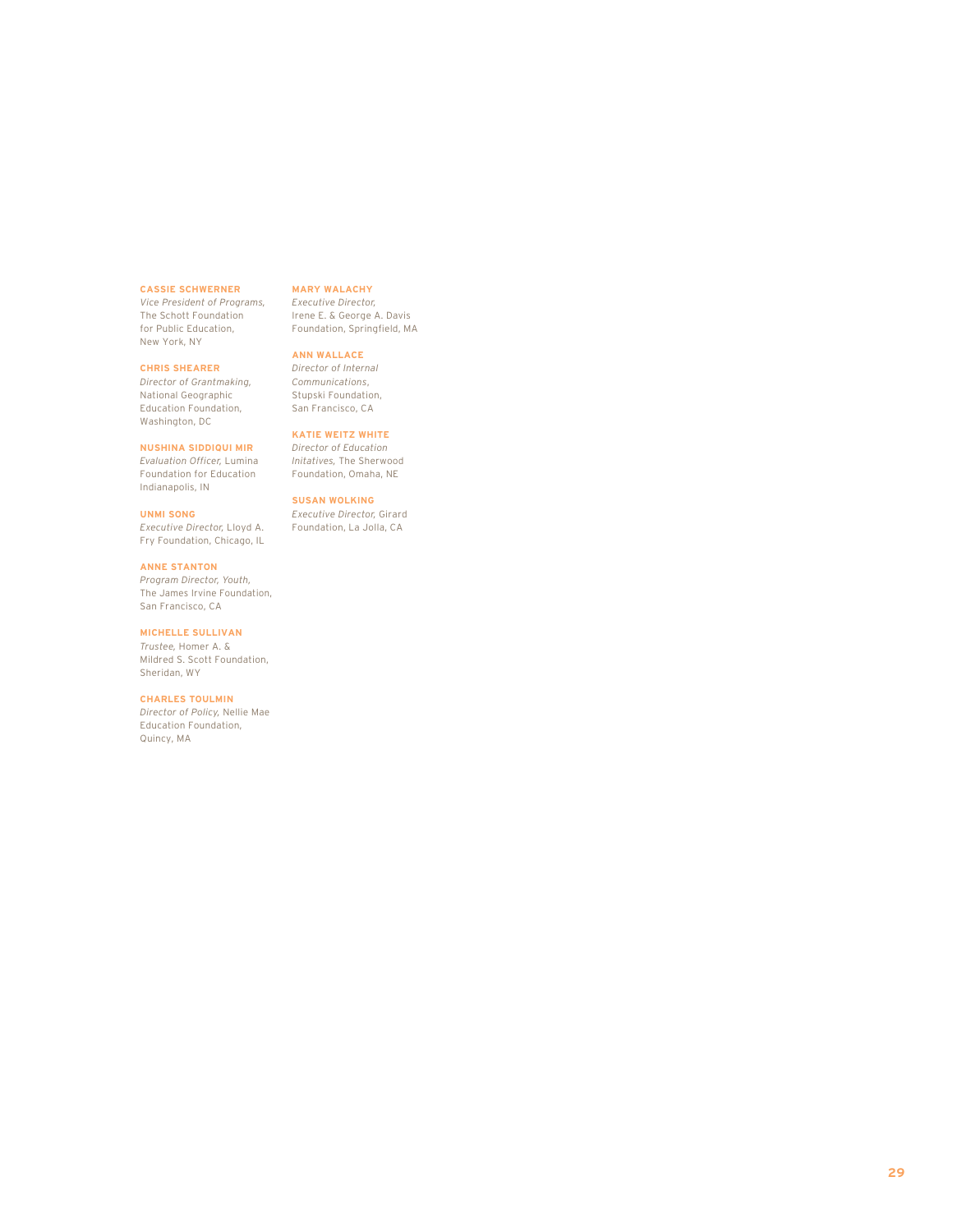**CASSIE SCHWERNER**
*Vice President of Programs,* The Schott Foundation for Public Education, New York, NY

**CHRIS SHEARER**
*Director of Grantmaking,* National Geographic Education Foundation, Washington, DC

**NUSHINA SIDDIQUI MIR**
*Evaluation Officer,* Lumina Foundation for Education Indianapolis, IN

**UNMI SONG**
*Executive Director,* Lloyd A. Fry Foundation, Chicago, IL

**ANNE STANTON**
*Program Director, Youth,* The James Irvine Foundation, San Francisco, CA

**MICHELLE SULLIVAN**
*Trustee,* Homer A. & Mildred S. Scott Foundation, Sheridan, WY

**CHARLES TOULMIN**
*Director of Policy,* Nellie Mae Education Foundation, Quincy, MA

**MARY WALACHY**
*Executive Director,* Irene E. & George A. Davis Foundation, Springfield, MA

**ANN WALLACE**
*Director of Internal Communications,* Stupski Foundation, San Francisco, CA

**KATIE WEITZ WHITE**
*Director of Education Initatives,* The Sherwood Foundation, Omaha, NE

**SUSAN WOLKING**
*Executive Director,* Girard Foundation, La Jolla, CA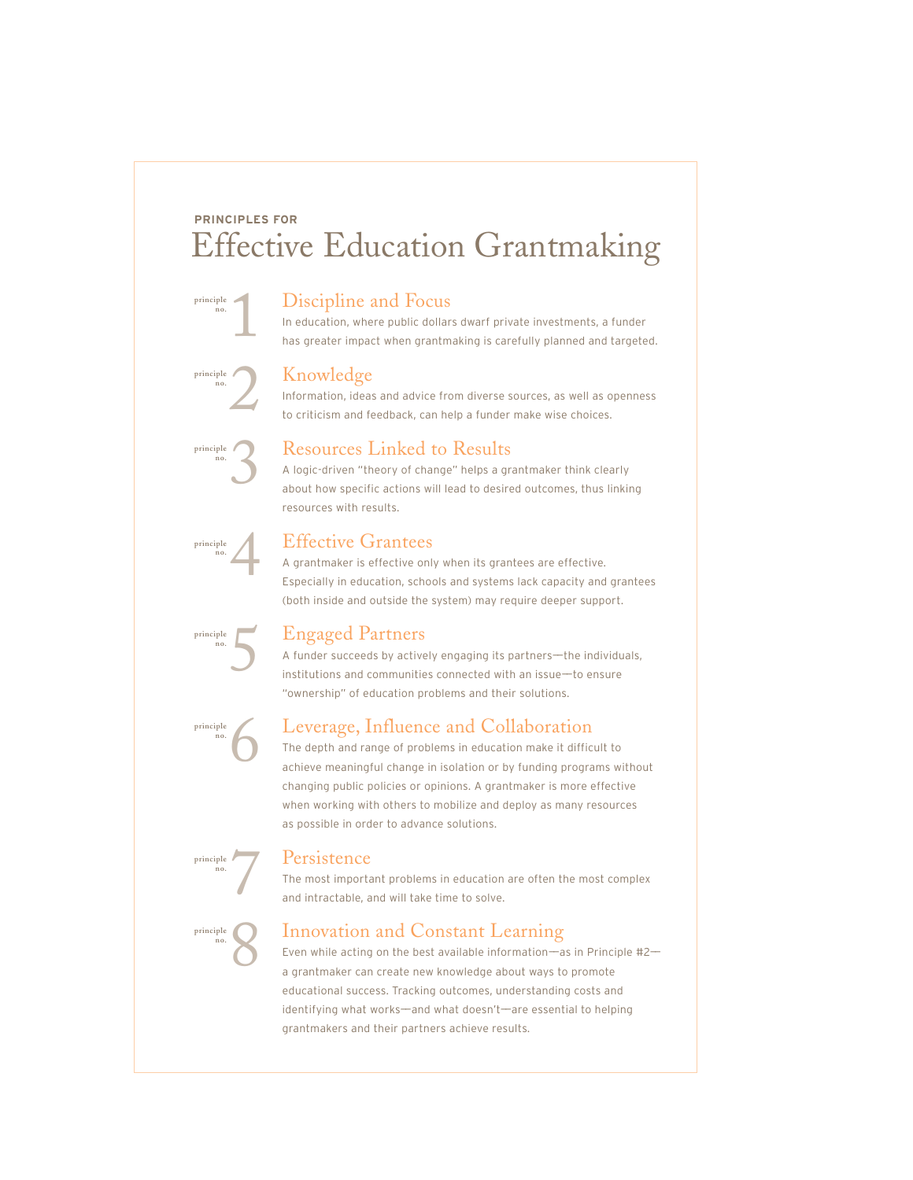**PRINCIPLES FOR**

# Effective Education Grantmaking

## principle no. 1 — Discipline and Focus

In education, where public dollars dwarf private investments, a funder has greater impact when grantmaking is carefully planned and targeted.

## principle no. 2 — Knowledge

Information, ideas and advice from diverse sources, as well as openness to criticism and feedback, can help a funder make wise choices.

## principle no. 3 — Resources Linked to Results

A logic-driven "theory of change" helps a grantmaker think clearly about how specific actions will lead to desired outcomes, thus linking resources with results.

## principle no. 4 — Effective Grantees

A grantmaker is effective only when its grantees are effective. Especially in education, schools and systems lack capacity and grantees (both inside and outside the system) may require deeper support.

## principle no. 5 — Engaged Partners

A funder succeeds by actively engaging its partners—the individuals, institutions and communities connected with an issue—to ensure "ownership" of education problems and their solutions.

## principle no. 6 — Leverage, Influence and Collaboration

The depth and range of problems in education make it difficult to achieve meaningful change in isolation or by funding programs without changing public policies or opinions. A grantmaker is more effective when working with others to mobilize and deploy as many resources as possible in order to advance solutions.

## principle no. 7 — Persistence

The most important problems in education are often the most complex and intractable, and will take time to solve.

## principle no. 8 — Innovation and Constant Learning

Even while acting on the best available information—as in Principle #2—a grantmaker can create new knowledge about ways to promote educational success. Tracking outcomes, understanding costs and identifying what works—and what doesn't—are essential to helping grantmakers and their partners achieve results.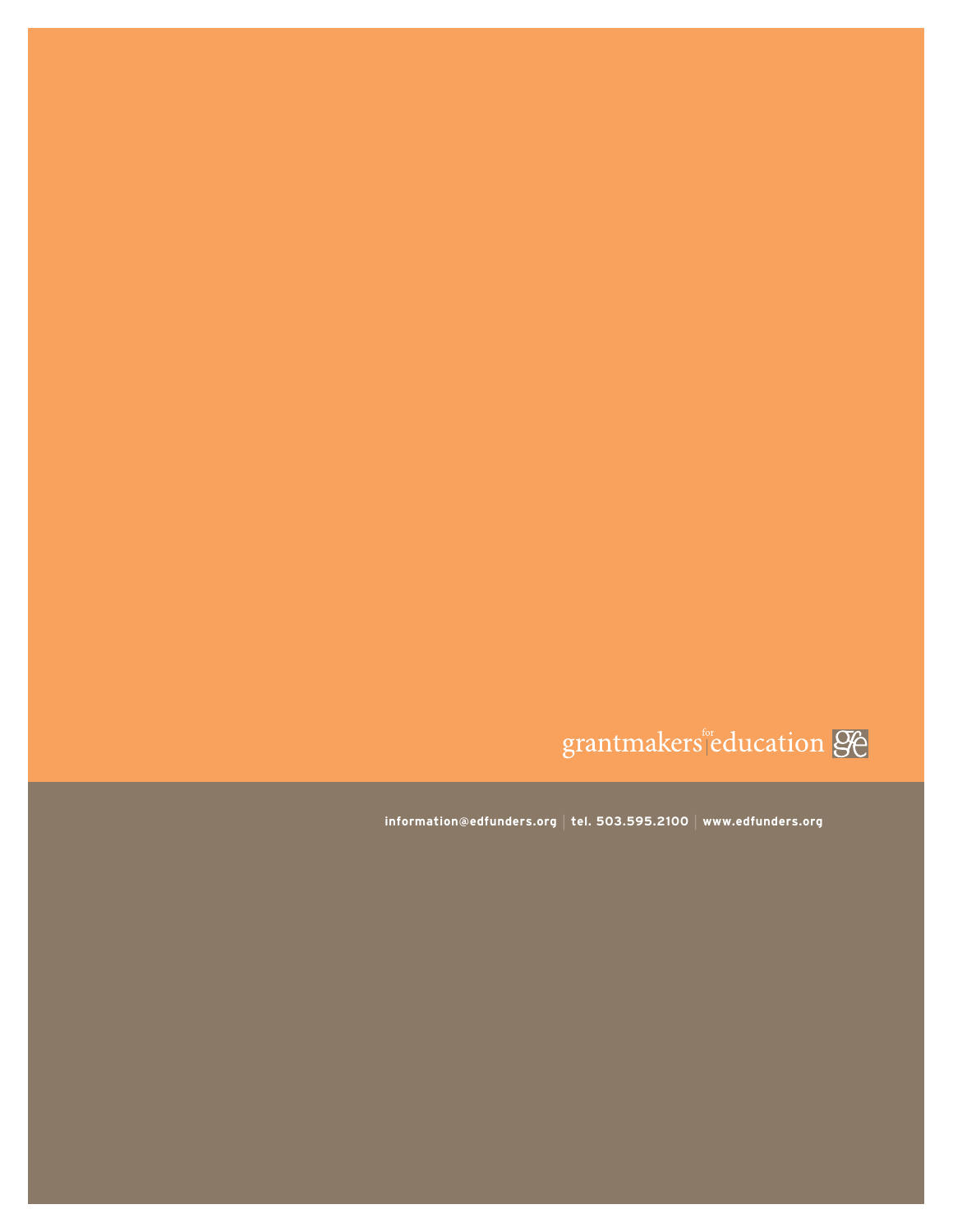grantmakers for education

information@edfunders.org | tel. 503.595.2100 | www.edfunders.org